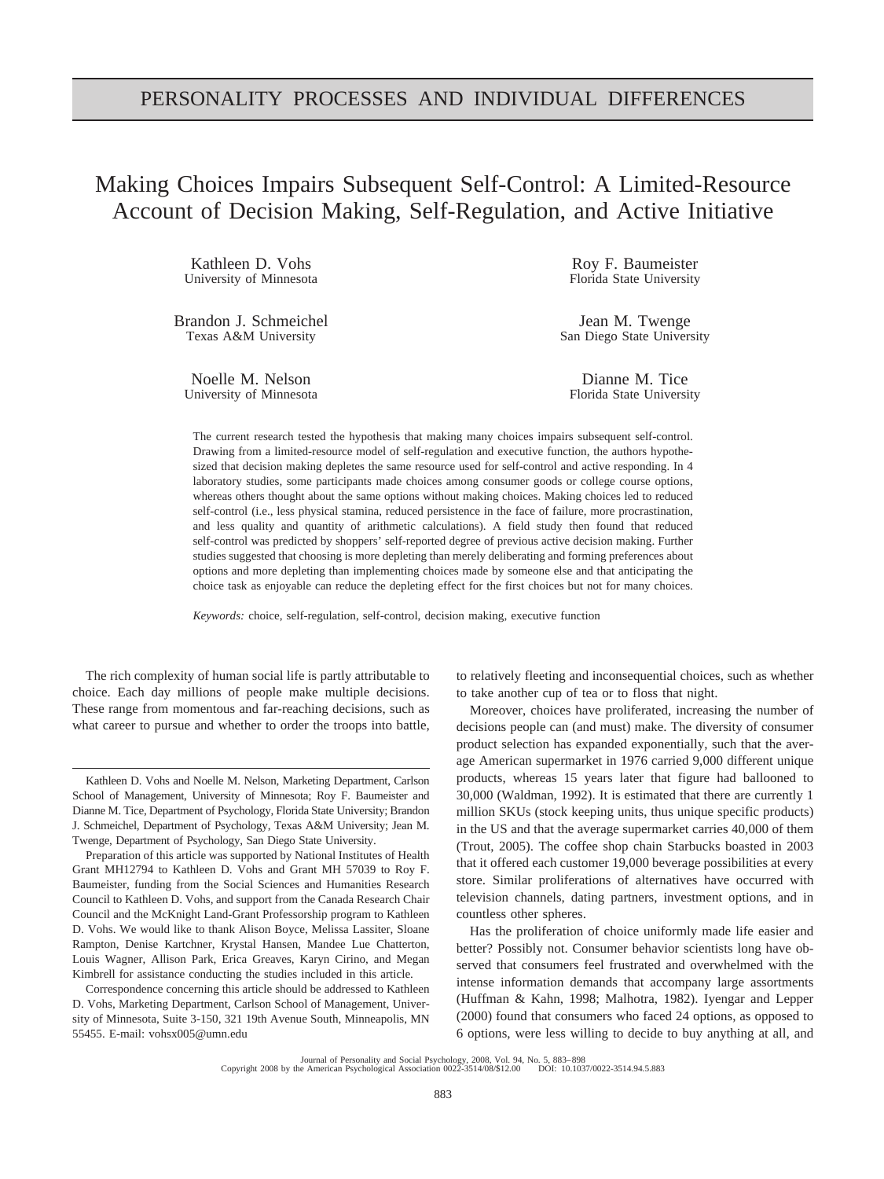PERSONALITY PROCESSES AND INDIVIDUAL DIFFERENCES

# Making Choices Impairs Subsequent Self-Control: A Limited-Resource Account of Decision Making, Self-Regulation, and Active Initiative

Kathleen D. Vohs
University of Minnesota

Roy F. Baumeister
Florida State University

Brandon J. Schmeichel
Texas A&M University

Jean M. Twenge
San Diego State University

Noelle M. Nelson
University of Minnesota

Dianne M. Tice
Florida State University

The current research tested the hypothesis that making many choices impairs subsequent self-control. Drawing from a limited-resource model of self-regulation and executive function, the authors hypothesized that decision making depletes the same resource used for self-control and active responding. In 4 laboratory studies, some participants made choices among consumer goods or college course options, whereas others thought about the same options without making choices. Making choices led to reduced self-control (i.e., less physical stamina, reduced persistence in the face of failure, more procrastination, and less quality and quantity of arithmetic calculations). A field study then found that reduced self-control was predicted by shoppers' self-reported degree of previous active decision making. Further studies suggested that choosing is more depleting than merely deliberating and forming preferences about options and more depleting than implementing choices made by someone else and that anticipating the choice task as enjoyable can reduce the depleting effect for the first choices but not for many choices.

*Keywords:* choice, self-regulation, self-control, decision making, executive function

The rich complexity of human social life is partly attributable to choice. Each day millions of people make multiple decisions. These range from momentous and far-reaching decisions, such as what career to pursue and whether to order the troops into battle, to relatively fleeting and inconsequential choices, such as whether to take another cup of tea or to floss that night.

Moreover, choices have proliferated, increasing the number of decisions people can (and must) make. The diversity of consumer product selection has expanded exponentially, such that the average American supermarket in 1976 carried 9,000 different unique products, whereas 15 years later that figure had ballooned to 30,000 (Waldman, 1992). It is estimated that there are currently 1 million SKUs (stock keeping units, thus unique specific products) in the US and that the average supermarket carries 40,000 of them (Trout, 2005). The coffee shop chain Starbucks boasted in 2003 that it offered each customer 19,000 beverage possibilities at every store. Similar proliferations of alternatives have occurred with television channels, dating partners, investment options, and in countless other spheres.

Has the proliferation of choice uniformly made life easier and better? Possibly not. Consumer behavior scientists long have observed that consumers feel frustrated and overwhelmed with the intense information demands that accompany large assortments (Huffman & Kahn, 1998; Malhotra, 1982). Iyengar and Lepper (2000) found that consumers who faced 24 options, as opposed to 6 options, were less willing to decide to buy anything at all, and

---

Kathleen D. Vohs and Noelle M. Nelson, Marketing Department, Carlson School of Management, University of Minnesota; Roy F. Baumeister and Dianne M. Tice, Department of Psychology, Florida State University; Brandon J. Schmeichel, Department of Psychology, Texas A&M University; Jean M. Twenge, Department of Psychology, San Diego State University.

Preparation of this article was supported by National Institutes of Health Grant MH12794 to Kathleen D. Vohs and Grant MH 57039 to Roy F. Baumeister, funding from the Social Sciences and Humanities Research Council to Kathleen D. Vohs, and support from the Canada Research Chair Council and the McKnight Land-Grant Professorship program to Kathleen D. Vohs. We would like to thank Alison Boyce, Melissa Lassiter, Sloane Rampton, Denise Kartchner, Krystal Hansen, Mandee Lue Chatterton, Louis Wagner, Allison Park, Erica Greaves, Karyn Cirino, and Megan Kimbrell for assistance conducting the studies included in this article.

Correspondence concerning this article should be addressed to Kathleen D. Vohs, Marketing Department, Carlson School of Management, University of Minnesota, Suite 3-150, 321 19th Avenue South, Minneapolis, MN 55455. E-mail: vohsx005@umn.edu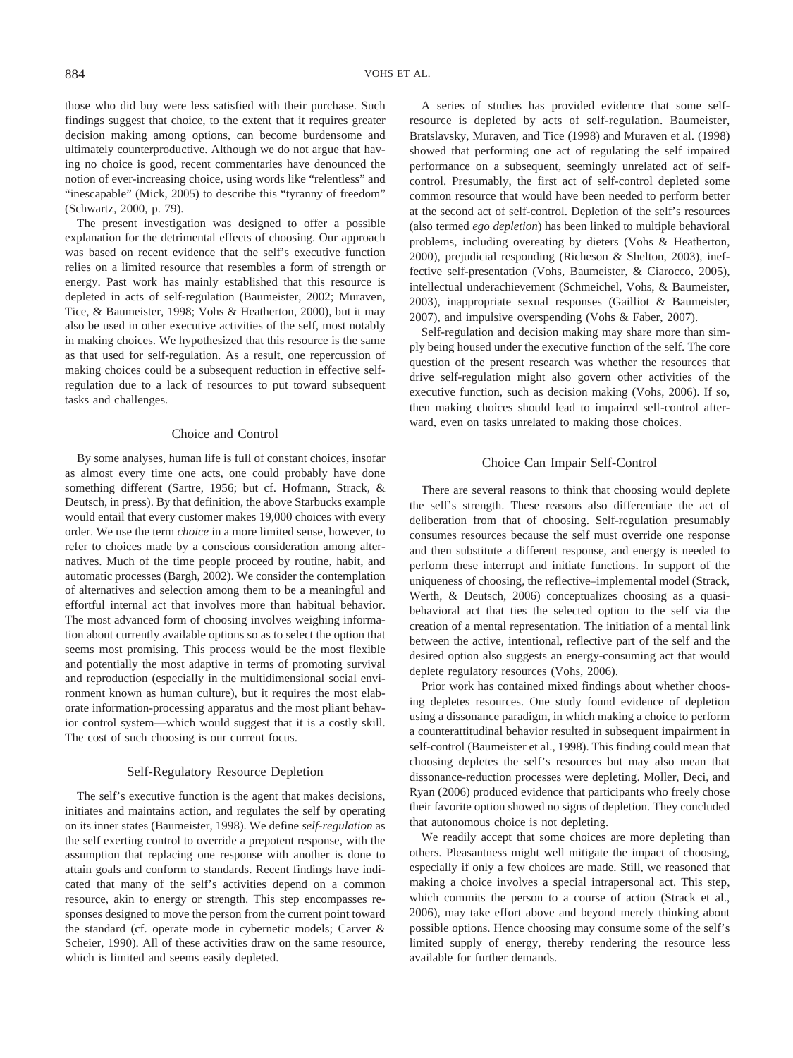those who did buy were less satisfied with their purchase. Such findings suggest that choice, to the extent that it requires greater decision making among options, can become burdensome and ultimately counterproductive. Although we do not argue that having no choice is good, recent commentaries have denounced the notion of ever-increasing choice, using words like "relentless" and "inescapable" (Mick, 2005) to describe this "tyranny of freedom" (Schwartz, 2000, p. 79).

The present investigation was designed to offer a possible explanation for the detrimental effects of choosing. Our approach was based on recent evidence that the self's executive function relies on a limited resource that resembles a form of strength or energy. Past work has mainly established that this resource is depleted in acts of self-regulation (Baumeister, 2002; Muraven, Tice, & Baumeister, 1998; Vohs & Heatherton, 2000), but it may also be used in other executive activities of the self, most notably in making choices. We hypothesized that this resource is the same as that used for self-regulation. As a result, one repercussion of making choices could be a subsequent reduction in effective self-regulation due to a lack of resources to put toward subsequent tasks and challenges.

## Choice and Control

By some analyses, human life is full of constant choices, insofar as almost every time one acts, one could probably have done something different (Sartre, 1956; but cf. Hofmann, Strack, & Deutsch, in press). By that definition, the above Starbucks example would entail that every customer makes 19,000 choices with every order. We use the term *choice* in a more limited sense, however, to refer to choices made by a conscious consideration among alternatives. Much of the time people proceed by routine, habit, and automatic processes (Bargh, 2002). We consider the contemplation of alternatives and selection among them to be a meaningful and effortful internal act that involves more than habitual behavior. The most advanced form of choosing involves weighing information about currently available options so as to select the option that seems most promising. This process would be the most flexible and potentially the most adaptive in terms of promoting survival and reproduction (especially in the multidimensional social environment known as human culture), but it requires the most elaborate information-processing apparatus and the most pliant behavior control system—which would suggest that it is a costly skill. The cost of such choosing is our current focus.

## Self-Regulatory Resource Depletion

The self's executive function is the agent that makes decisions, initiates and maintains action, and regulates the self by operating on its inner states (Baumeister, 1998). We define *self-regulation* as the self exerting control to override a prepotent response, with the assumption that replacing one response with another is done to attain goals and conform to standards. Recent findings have indicated that many of the self's activities depend on a common resource, akin to energy or strength. This step encompasses responses designed to move the person from the current point toward the standard (cf. operate mode in cybernetic models; Carver & Scheier, 1990). All of these activities draw on the same resource, which is limited and seems easily depleted.

A series of studies has provided evidence that some self-resource is depleted by acts of self-regulation. Baumeister, Bratslavsky, Muraven, and Tice (1998) and Muraven et al. (1998) showed that performing one act of regulating the self impaired performance on a subsequent, seemingly unrelated act of self-control. Presumably, the first act of self-control depleted some common resource that would have been needed to perform better at the second act of self-control. Depletion of the self's resources (also termed *ego depletion*) has been linked to multiple behavioral problems, including overeating by dieters (Vohs & Heatherton, 2000), prejudicial responding (Richeson & Shelton, 2003), ineffective self-presentation (Vohs, Baumeister, & Ciarocco, 2005), intellectual underachievement (Schmeichel, Vohs, & Baumeister, 2003), inappropriate sexual responses (Gailliot & Baumeister, 2007), and impulsive overspending (Vohs & Faber, 2007).

Self-regulation and decision making may share more than simply being housed under the executive function of the self. The core question of the present research was whether the resources that drive self-regulation might also govern other activities of the executive function, such as decision making (Vohs, 2006). If so, then making choices should lead to impaired self-control afterward, even on tasks unrelated to making those choices.

## Choice Can Impair Self-Control

There are several reasons to think that choosing would deplete the self's strength. These reasons also differentiate the act of deliberation from that of choosing. Self-regulation presumably consumes resources because the self must override one response and then substitute a different response, and energy is needed to perform these interrupt and initiate functions. In support of the uniqueness of choosing, the reflective–implemental model (Strack, Werth, & Deutsch, 2006) conceptualizes choosing as a quasi-behavioral act that ties the selected option to the self via the creation of a mental representation. The initiation of a mental link between the active, intentional, reflective part of the self and the desired option also suggests an energy-consuming act that would deplete regulatory resources (Vohs, 2006).

Prior work has contained mixed findings about whether choosing depletes resources. One study found evidence of depletion using a dissonance paradigm, in which making a choice to perform a counterattitudinal behavior resulted in subsequent impairment in self-control (Baumeister et al., 1998). This finding could mean that choosing depletes the self's resources but may also mean that dissonance-reduction processes were depleting. Moller, Deci, and Ryan (2006) produced evidence that participants who freely chose their favorite option showed no signs of depletion. They concluded that autonomous choice is not depleting.

We readily accept that some choices are more depleting than others. Pleasantness might well mitigate the impact of choosing, especially if only a few choices are made. Still, we reasoned that making a choice involves a special intrapersonal act. This step, which commits the person to a course of action (Strack et al., 2006), may take effort above and beyond merely thinking about possible options. Hence choosing may consume some of the self's limited supply of energy, thereby rendering the resource less available for further demands.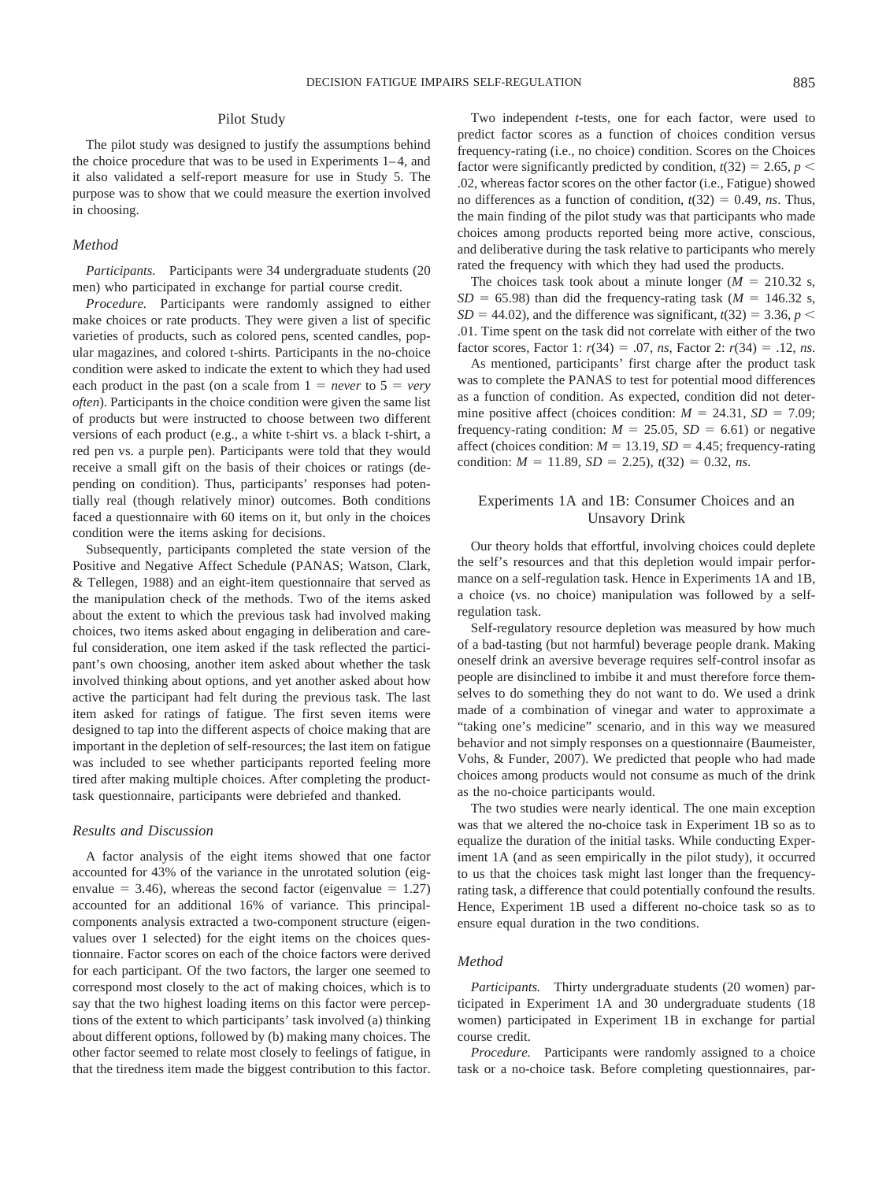## Pilot Study

The pilot study was designed to justify the assumptions behind the choice procedure that was to be used in Experiments 1–4, and it also validated a self-report measure for use in Study 5. The purpose was to show that we could measure the exertion involved in choosing.

### Method

*Participants.* Participants were 34 undergraduate students (20 men) who participated in exchange for partial course credit.

*Procedure.* Participants were randomly assigned to either make choices or rate products. They were given a list of specific varieties of products, such as colored pens, scented candles, popular magazines, and colored t-shirts. Participants in the no-choice condition were asked to indicate the extent to which they had used each product in the past (on a scale from 1 = *never* to 5 = *very often*). Participants in the choice condition were given the same list of products but were instructed to choose between two different versions of each product (e.g., a white t-shirt vs. a black t-shirt, a red pen vs. a purple pen). Participants were told that they would receive a small gift on the basis of their choices or ratings (depending on condition). Thus, participants' responses had potentially real (though relatively minor) outcomes. Both conditions faced a questionnaire with 60 items on it, but only in the choices condition were the items asking for decisions.

Subsequently, participants completed the state version of the Positive and Negative Affect Schedule (PANAS; Watson, Clark, & Tellegen, 1988) and an eight-item questionnaire that served as the manipulation check of the methods. Two of the items asked about the extent to which the previous task had involved making choices, two items asked about engaging in deliberation and careful consideration, one item asked if the task reflected the participant's own choosing, another item asked about whether the task involved thinking about options, and yet another asked about how active the participant had felt during the previous task. The last item asked for ratings of fatigue. The first seven items were designed to tap into the different aspects of choice making that are important in the depletion of self-resources; the last item on fatigue was included to see whether participants reported feeling more tired after making multiple choices. After completing the product-task questionnaire, participants were debriefed and thanked.

### Results and Discussion

A factor analysis of the eight items showed that one factor accounted for 43% of the variance in the unrotated solution (eigenvalue = 3.46), whereas the second factor (eigenvalue = 1.27) accounted for an additional 16% of variance. This principal-components analysis extracted a two-component structure (eigenvalues over 1 selected) for the eight items on the choices questionnaire. Factor scores on each of the choice factors were derived for each participant. Of the two factors, the larger one seemed to correspond most closely to the act of making choices, which is to say that the two highest loading items on this factor were perceptions of the extent to which participants' task involved (a) thinking about different options, followed by (b) making many choices. The other factor seemed to relate most closely to feelings of fatigue, in that the tiredness item made the biggest contribution to this factor.

Two independent *t*-tests, one for each factor, were used to predict factor scores as a function of choices condition versus frequency-rating (i.e., no choice) condition. Scores on the Choices factor were significantly predicted by condition, $t(32) = 2.65$, $p < .02$, whereas factor scores on the other factor (i.e., Fatigue) showed no differences as a function of condition, $t(32) = 0.49$, *ns*. Thus, the main finding of the pilot study was that participants who made choices among products reported being more active, conscious, and deliberative during the task relative to participants who merely rated the frequency with which they had used the products.

The choices task took about a minute longer ($M = 210.32$ s, $SD = 65.98$) than did the frequency-rating task ($M = 146.32$ s, $SD = 44.02$), and the difference was significant, $t(32) = 3.36$, $p < .01$. Time spent on the task did not correlate with either of the two factor scores, Factor 1: $r(34) = .07$, *ns*, Factor 2: $r(34) = .12$, *ns*.

As mentioned, participants' first charge after the product task was to complete the PANAS to test for potential mood differences as a function of condition. As expected, condition did not determine positive affect (choices condition: $M = 24.31$, $SD = 7.09$; frequency-rating condition: $M = 25.05$, $SD = 6.61$) or negative affect (choices condition: $M = 13.19$, $SD = 4.45$; frequency-rating condition: $M = 11.89$, $SD = 2.25$), $t(32) = 0.32$, *ns*.

## Experiments 1A and 1B: Consumer Choices and an Unsavory Drink

Our theory holds that effortful, involving choices could deplete the self's resources and that this depletion would impair performance on a self-regulation task. Hence in Experiments 1A and 1B, a choice (vs. no choice) manipulation was followed by a self-regulation task.

Self-regulatory resource depletion was measured by how much of a bad-tasting (but not harmful) beverage people drank. Making oneself drink an aversive beverage requires self-control insofar as people are disinclined to imbibe it and must therefore force themselves to do something they do not want to do. We used a drink made of a combination of vinegar and water to approximate a "taking one's medicine" scenario, and in this way we measured behavior and not simply responses on a questionnaire (Baumeister, Vohs, & Funder, 2007). We predicted that people who had made choices among products would not consume as much of the drink as the no-choice participants would.

The two studies were nearly identical. The one main exception was that we altered the no-choice task in Experiment 1B so as to equalize the duration of the initial tasks. While conducting Experiment 1A (and as seen empirically in the pilot study), it occurred to us that the choices task might last longer than the frequency-rating task, a difference that could potentially confound the results. Hence, Experiment 1B used a different no-choice task so as to ensure equal duration in the two conditions.

### Method

*Participants.* Thirty undergraduate students (20 women) participated in Experiment 1A and 30 undergraduate students (18 women) participated in Experiment 1B in exchange for partial course credit.

*Procedure.* Participants were randomly assigned to a choice task or a no-choice task. Before completing questionnaires, par-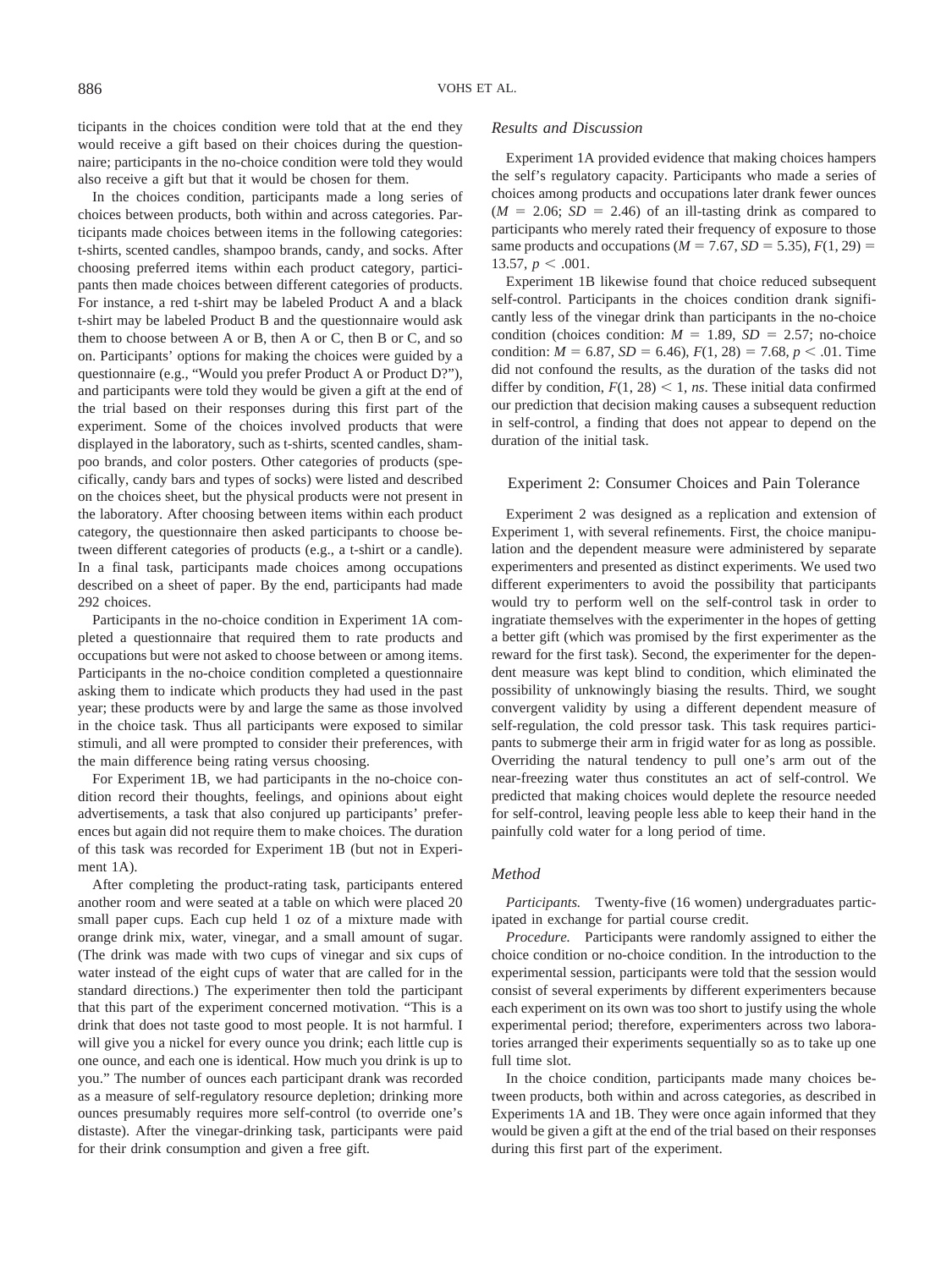ticipants in the choices condition were told that at the end they would receive a gift based on their choices during the questionnaire; participants in the no-choice condition were told they would also receive a gift but that it would be chosen for them.

In the choices condition, participants made a long series of choices between products, both within and across categories. Participants made choices between items in the following categories: t-shirts, scented candles, shampoo brands, candy, and socks. After choosing preferred items within each product category, participants then made choices between different categories of products. For instance, a red t-shirt may be labeled Product A and a black t-shirt may be labeled Product B and the questionnaire would ask them to choose between A or B, then A or C, then B or C, and so on. Participants' options for making the choices were guided by a questionnaire (e.g., "Would you prefer Product A or Product D?"), and participants were told they would be given a gift at the end of the trial based on their responses during this first part of the experiment. Some of the choices involved products that were displayed in the laboratory, such as t-shirts, scented candles, shampoo brands, and color posters. Other categories of products (specifically, candy bars and types of socks) were listed and described on the choices sheet, but the physical products were not present in the laboratory. After choosing between items within each product category, the questionnaire then asked participants to choose between different categories of products (e.g., a t-shirt or a candle). In a final task, participants made choices among occupations described on a sheet of paper. By the end, participants had made 292 choices.

Participants in the no-choice condition in Experiment 1A completed a questionnaire that required them to rate products and occupations but were not asked to choose between or among items. Participants in the no-choice condition completed a questionnaire asking them to indicate which products they had used in the past year; these products were by and large the same as those involved in the choice task. Thus all participants were exposed to similar stimuli, and all were prompted to consider their preferences, with the main difference being rating versus choosing.

For Experiment 1B, we had participants in the no-choice condition record their thoughts, feelings, and opinions about eight advertisements, a task that also conjured up participants' preferences but again did not require them to make choices. The duration of this task was recorded for Experiment 1B (but not in Experiment 1A).

After completing the product-rating task, participants entered another room and were seated at a table on which were placed 20 small paper cups. Each cup held 1 oz of a mixture made with orange drink mix, water, vinegar, and a small amount of sugar. (The drink was made with two cups of vinegar and six cups of water instead of the eight cups of water that are called for in the standard directions.) The experimenter then told the participant that this part of the experiment concerned motivation. "This is a drink that does not taste good to most people. It is not harmful. I will give you a nickel for every ounce you drink; each little cup is one ounce, and each one is identical. How much you drink is up to you." The number of ounces each participant drank was recorded as a measure of self-regulatory resource depletion; drinking more ounces presumably requires more self-control (to override one's distaste). After the vinegar-drinking task, participants were paid for their drink consumption and given a free gift.

### Results and Discussion

Experiment 1A provided evidence that making choices hampers the self's regulatory capacity. Participants who made a series of choices among products and occupations later drank fewer ounces ($M = 2.06$; $SD = 2.46$) of an ill-tasting drink as compared to participants who merely rated their frequency of exposure to those same products and occupations ($M = 7.67$, $SD = 5.35$), $F(1, 29) = 13.57$, $p < .001$.

Experiment 1B likewise found that choice reduced subsequent self-control. Participants in the choices condition drank significantly less of the vinegar drink than participants in the no-choice condition (choices condition: $M = 1.89$, $SD = 2.57$; no-choice condition: $M = 6.87$, $SD = 6.46$), $F(1, 28) = 7.68$, $p < .01$. Time did not confound the results, as the duration of the tasks did not differ by condition, $F(1, 28) < 1$, *ns*. These initial data confirmed our prediction that decision making causes a subsequent reduction in self-control, a finding that does not appear to depend on the duration of the initial task.

## Experiment 2: Consumer Choices and Pain Tolerance

Experiment 2 was designed as a replication and extension of Experiment 1, with several refinements. First, the choice manipulation and the dependent measure were administered by separate experimenters and presented as distinct experiments. We used two different experimenters to avoid the possibility that participants would try to perform well on the self-control task in order to ingratiate themselves with the experimenter in the hopes of getting a better gift (which was promised by the first experimenter as the reward for the first task). Second, the experimenter for the dependent measure was kept blind to condition, which eliminated the possibility of unknowingly biasing the results. Third, we sought convergent validity by using a different dependent measure of self-regulation, the cold pressor task. This task requires participants to submerge their arm in frigid water for as long as possible. Overriding the natural tendency to pull one's arm out of the near-freezing water thus constitutes an act of self-control. We predicted that making choices would deplete the resource needed for self-control, leaving people less able to keep their hand in the painfully cold water for a long period of time.

### Method

*Participants.* Twenty-five (16 women) undergraduates participated in exchange for partial course credit.

*Procedure.* Participants were randomly assigned to either the choice condition or no-choice condition. In the introduction to the experimental session, participants were told that the session would consist of several experiments by different experimenters because each experiment on its own was too short to justify using the whole experimental period; therefore, experimenters across two laboratories arranged their experiments sequentially so as to take up one full time slot.

In the choice condition, participants made many choices between products, both within and across categories, as described in Experiments 1A and 1B. They were once again informed that they would be given a gift at the end of the trial based on their responses during this first part of the experiment.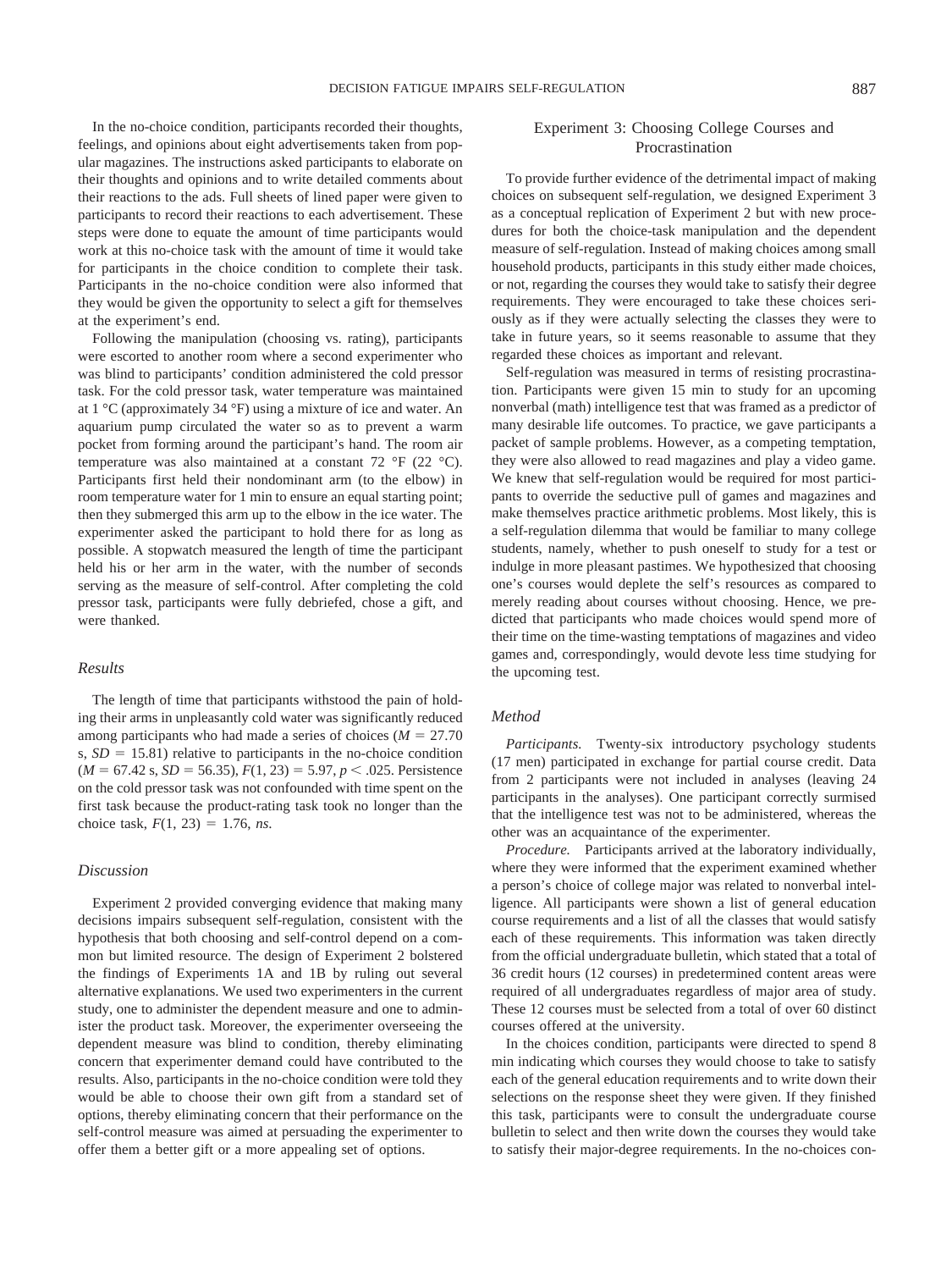In the no-choice condition, participants recorded their thoughts, feelings, and opinions about eight advertisements taken from popular magazines. The instructions asked participants to elaborate on their thoughts and opinions and to write detailed comments about their reactions to the ads. Full sheets of lined paper were given to participants to record their reactions to each advertisement. These steps were done to equate the amount of time participants would work at this no-choice task with the amount of time it would take for participants in the choice condition to complete their task. Participants in the no-choice condition were also informed that they would be given the opportunity to select a gift for themselves at the experiment's end.

Following the manipulation (choosing vs. rating), participants were escorted to another room where a second experimenter who was blind to participants' condition administered the cold pressor task. For the cold pressor task, water temperature was maintained at 1 °C (approximately 34 °F) using a mixture of ice and water. An aquarium pump circulated the water so as to prevent a warm pocket from forming around the participant's hand. The room air temperature was also maintained at a constant 72 °F (22 °C). Participants first held their nondominant arm (to the elbow) in room temperature water for 1 min to ensure an equal starting point; then they submerged this arm up to the elbow in the ice water. The experimenter asked the participant to hold there for as long as possible. A stopwatch measured the length of time the participant held his or her arm in the water, with the number of seconds serving as the measure of self-control. After completing the cold pressor task, participants were fully debriefed, chose a gift, and were thanked.

### Results

The length of time that participants withstood the pain of holding their arms in unpleasantly cold water was significantly reduced among participants who had made a series of choices ($M = 27.70$ s, $SD = 15.81$) relative to participants in the no-choice condition ($M = 67.42$ s, $SD = 56.35$), $F(1, 23) = 5.97$, $p < .025$. Persistence on the cold pressor task was not confounded with time spent on the first task because the product-rating task took no longer than the choice task, $F(1, 23) = 1.76$, *ns*.

### Discussion

Experiment 2 provided converging evidence that making many decisions impairs subsequent self-regulation, consistent with the hypothesis that both choosing and self-control depend on a common but limited resource. The design of Experiment 2 bolstered the findings of Experiments 1A and 1B by ruling out several alternative explanations. We used two experimenters in the current study, one to administer the dependent measure and one to administer the product task. Moreover, the experimenter overseeing the dependent measure was blind to condition, thereby eliminating concern that experimenter demand could have contributed to the results. Also, participants in the no-choice condition were told they would be able to choose their own gift from a standard set of options, thereby eliminating concern that their performance on the self-control measure was aimed at persuading the experimenter to offer them a better gift or a more appealing set of options.

## Experiment 3: Choosing College Courses and Procrastination

To provide further evidence of the detrimental impact of making choices on subsequent self-regulation, we designed Experiment 3 as a conceptual replication of Experiment 2 but with new procedures for both the choice-task manipulation and the dependent measure of self-regulation. Instead of making choices among small household products, participants in this study either made choices, or not, regarding the courses they would take to satisfy their degree requirements. They were encouraged to take these choices seriously as if they were actually selecting the classes they were to take in future years, so it seems reasonable to assume that they regarded these choices as important and relevant.

Self-regulation was measured in terms of resisting procrastination. Participants were given 15 min to study for an upcoming nonverbal (math) intelligence test that was framed as a predictor of many desirable life outcomes. To practice, we gave participants a packet of sample problems. However, as a competing temptation, they were also allowed to read magazines and play a video game. We knew that self-regulation would be required for most participants to override the seductive pull of games and magazines and make themselves practice arithmetic problems. Most likely, this is a self-regulation dilemma that would be familiar to many college students, namely, whether to push oneself to study for a test or indulge in more pleasant pastimes. We hypothesized that choosing one's courses would deplete the self's resources as compared to merely reading about courses without choosing. Hence, we predicted that participants who made choices would spend more of their time on the time-wasting temptations of magazines and video games and, correspondingly, would devote less time studying for the upcoming test.

### Method

*Participants.* Twenty-six introductory psychology students (17 men) participated in exchange for partial course credit. Data from 2 participants were not included in analyses (leaving 24 participants in the analyses). One participant correctly surmised that the intelligence test was not to be administered, whereas the other was an acquaintance of the experimenter.

*Procedure.* Participants arrived at the laboratory individually, where they were informed that the experiment examined whether a person's choice of college major was related to nonverbal intelligence. All participants were shown a list of general education course requirements and a list of all the classes that would satisfy each of these requirements. This information was taken directly from the official undergraduate bulletin, which stated that a total of 36 credit hours (12 courses) in predetermined content areas were required of all undergraduates regardless of major area of study. These 12 courses must be selected from a total of over 60 distinct courses offered at the university.

In the choices condition, participants were directed to spend 8 min indicating which courses they would choose to take to satisfy each of the general education requirements and to write down their selections on the response sheet they were given. If they finished this task, participants were to consult the undergraduate course bulletin to select and then write down the courses they would take to satisfy their major-degree requirements. In the no-choices con-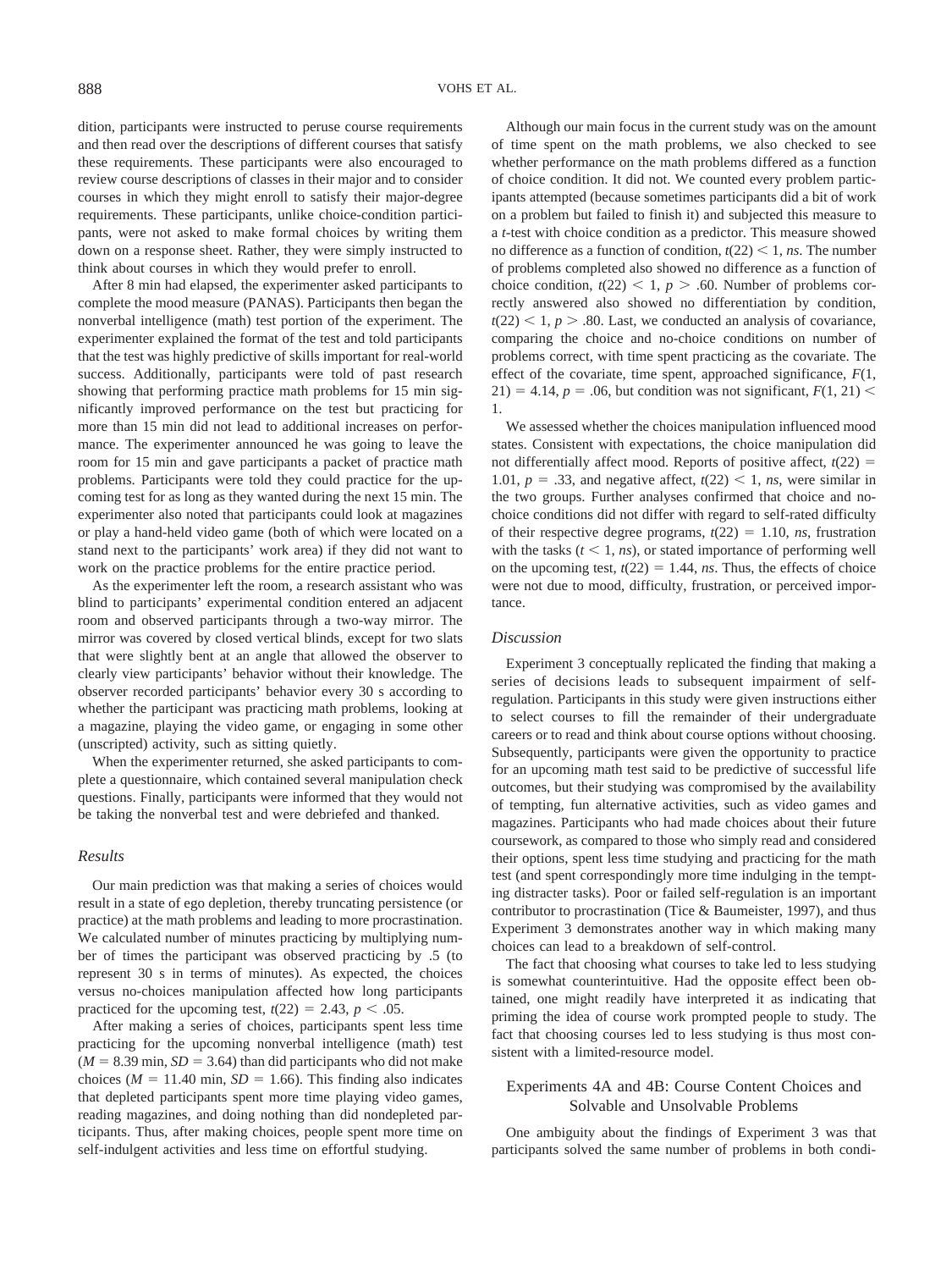dition, participants were instructed to peruse course requirements and then read over the descriptions of different courses that satisfy these requirements. These participants were also encouraged to review course descriptions of classes in their major and to consider courses in which they might enroll to satisfy their major-degree requirements. These participants, unlike choice-condition participants, were not asked to make formal choices by writing them down on a response sheet. Rather, they were simply instructed to think about courses in which they would prefer to enroll.

After 8 min had elapsed, the experimenter asked participants to complete the mood measure (PANAS). Participants then began the nonverbal intelligence (math) test portion of the experiment. The experimenter explained the format of the test and told participants that the test was highly predictive of skills important for real-world success. Additionally, participants were told of past research showing that performing practice math problems for 15 min significantly improved performance on the test but practicing for more than 15 min did not lead to additional increases on performance. The experimenter announced he was going to leave the room for 15 min and gave participants a packet of practice math problems. Participants were told they could practice for the upcoming test for as long as they wanted during the next 15 min. The experimenter also noted that participants could look at magazines or play a hand-held video game (both of which were located on a stand next to the participants' work area) if they did not want to work on the practice problems for the entire practice period.

As the experimenter left the room, a research assistant who was blind to participants' experimental condition entered an adjacent room and observed participants through a two-way mirror. The mirror was covered by closed vertical blinds, except for two slats that were slightly bent at an angle that allowed the observer to clearly view participants' behavior without their knowledge. The observer recorded participants' behavior every 30 s according to whether the participant was practicing math problems, looking at a magazine, playing the video game, or engaging in some other (unscripted) activity, such as sitting quietly.

When the experimenter returned, she asked participants to complete a questionnaire, which contained several manipulation check questions. Finally, participants were informed that they would not be taking the nonverbal test and were debriefed and thanked.

### *Results*

Our main prediction was that making a series of choices would result in a state of ego depletion, thereby truncating persistence (or practice) at the math problems and leading to more procrastination. We calculated number of minutes practicing by multiplying number of times the participant was observed practicing by .5 (to represent 30 s in terms of minutes). As expected, the choices versus no-choices manipulation affected how long participants practiced for the upcoming test, $t(22) = 2.43$, $p < .05$.

After making a series of choices, participants spent less time practicing for the upcoming nonverbal intelligence (math) test ($M = 8.39$ min, $SD = 3.64$) than did participants who did not make choices ($M = 11.40$ min, $SD = 1.66$). This finding also indicates that depleted participants spent more time playing video games, reading magazines, and doing nothing than did nondepleted participants. Thus, after making choices, people spent more time on self-indulgent activities and less time on effortful studying.

Although our main focus in the current study was on the amount of time spent on the math problems, we also checked to see whether performance on the math problems differed as a function of choice condition. It did not. We counted every problem participants attempted (because sometimes participants did a bit of work on a problem but failed to finish it) and subjected this measure to a *t*-test with choice condition as a predictor. This measure showed no difference as a function of condition, $t(22) < 1$, *ns*. The number of problems completed also showed no difference as a function of choice condition, $t(22) < 1$, $p > .60$. Number of problems correctly answered also showed no differentiation by condition, $t(22) < 1$, $p > .80$. Last, we conducted an analysis of covariance, comparing the choice and no-choice conditions on number of problems correct, with time spent practicing as the covariate. The effect of the covariate, time spent, approached significance, $F(1, 21) = 4.14$, $p = .06$, but condition was not significant, $F(1, 21) < 1$.

We assessed whether the choices manipulation influenced mood states. Consistent with expectations, the choice manipulation did not differentially affect mood. Reports of positive affect, $t(22) = 1.01$, $p = .33$, and negative affect, $t(22) < 1$, *ns*, were similar in the two groups. Further analyses confirmed that choice and no-choice conditions did not differ with regard to self-rated difficulty of their respective degree programs, $t(22) = 1.10$, *ns*, frustration with the tasks ($t < 1$, *ns*), or stated importance of performing well on the upcoming test, $t(22) = 1.44$, *ns*. Thus, the effects of choice were not due to mood, difficulty, frustration, or perceived importance.

### *Discussion*

Experiment 3 conceptually replicated the finding that making a series of decisions leads to subsequent impairment of self-regulation. Participants in this study were given instructions either to select courses to fill the remainder of their undergraduate careers or to read and think about course options without choosing. Subsequently, participants were given the opportunity to practice for an upcoming math test said to be predictive of successful life outcomes, but their studying was compromised by the availability of tempting, fun alternative activities, such as video games and magazines. Participants who had made choices about their future coursework, as compared to those who simply read and considered their options, spent less time studying and practicing for the math test (and spent correspondingly more time indulging in the tempting distracter tasks). Poor or failed self-regulation is an important contributor to procrastination (Tice & Baumeister, 1997), and thus Experiment 3 demonstrates another way in which making many choices can lead to a breakdown of self-control.

The fact that choosing what courses to take led to less studying is somewhat counterintuitive. Had the opposite effect been obtained, one might readily have interpreted it as indicating that priming the idea of course work prompted people to study. The fact that choosing courses led to less studying is thus most consistent with a limited-resource model.

## Experiments 4A and 4B: Course Content Choices and Solvable and Unsolvable Problems

One ambiguity about the findings of Experiment 3 was that participants solved the same number of problems in both condi-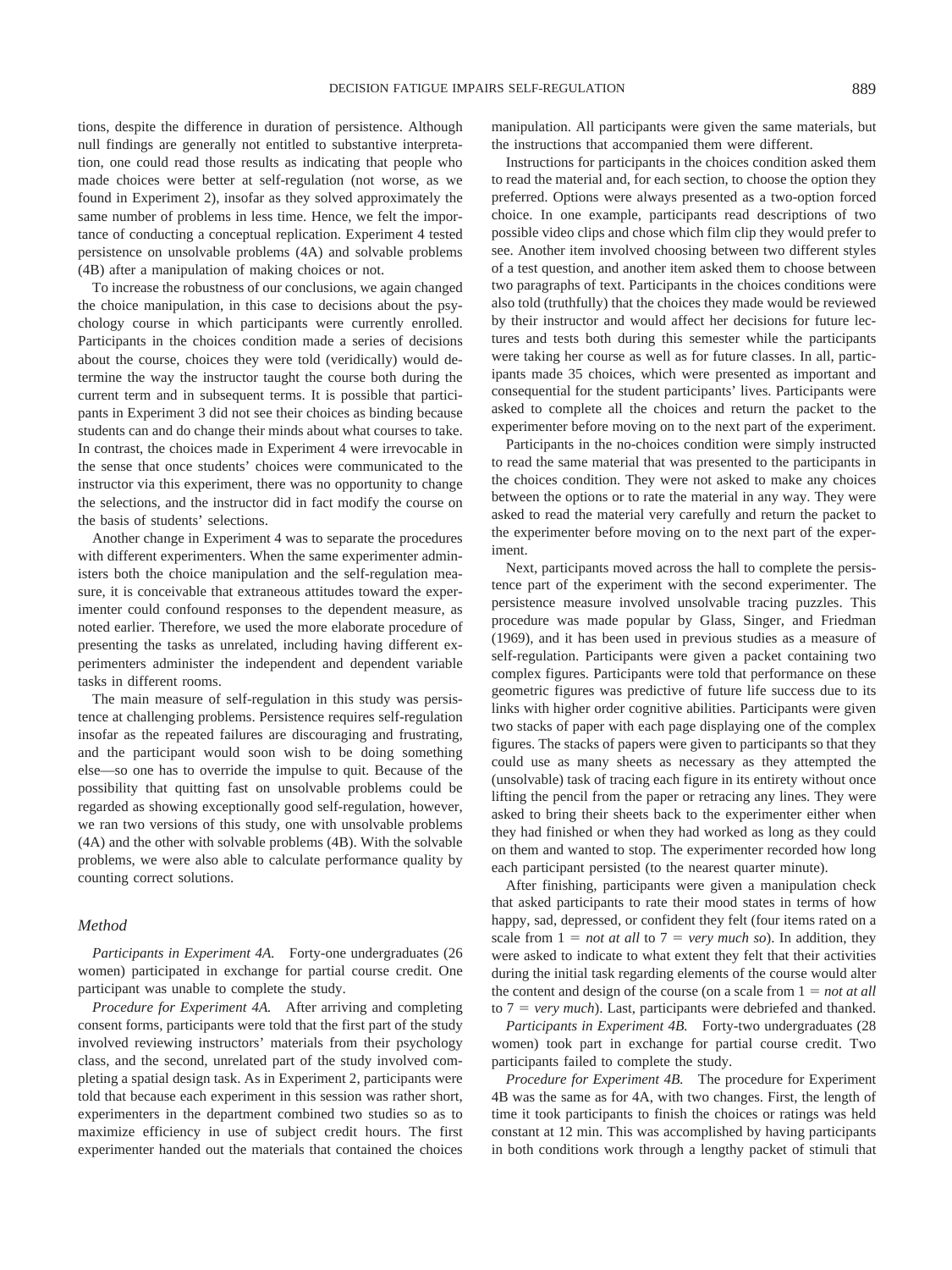tions, despite the difference in duration of persistence. Although null findings are generally not entitled to substantive interpretation, one could read those results as indicating that people who made choices were better at self-regulation (not worse, as we found in Experiment 2), insofar as they solved approximately the same number of problems in less time. Hence, we felt the importance of conducting a conceptual replication. Experiment 4 tested persistence on unsolvable problems (4A) and solvable problems (4B) after a manipulation of making choices or not.

To increase the robustness of our conclusions, we again changed the choice manipulation, in this case to decisions about the psychology course in which participants were currently enrolled. Participants in the choices condition made a series of decisions about the course, choices they were told (veridically) would determine the way the instructor taught the course both during the current term and in subsequent terms. It is possible that participants in Experiment 3 did not see their choices as binding because students can and do change their minds about what courses to take. In contrast, the choices made in Experiment 4 were irrevocable in the sense that once students' choices were communicated to the instructor via this experiment, there was no opportunity to change the selections, and the instructor did in fact modify the course on the basis of students' selections.

Another change in Experiment 4 was to separate the procedures with different experimenters. When the same experimenter administers both the choice manipulation and the self-regulation measure, it is conceivable that extraneous attitudes toward the experimenter could confound responses to the dependent measure, as noted earlier. Therefore, we used the more elaborate procedure of presenting the tasks as unrelated, including having different experimenters administer the independent and dependent variable tasks in different rooms.

The main measure of self-regulation in this study was persistence at challenging problems. Persistence requires self-regulation insofar as the repeated failures are discouraging and frustrating, and the participant would soon wish to be doing something else—so one has to override the impulse to quit. Because of the possibility that quitting fast on unsolvable problems could be regarded as showing exceptionally good self-regulation, however, we ran two versions of this study, one with unsolvable problems (4A) and the other with solvable problems (4B). With the solvable problems, we were also able to calculate performance quality by counting correct solutions.

## Method

*Participants in Experiment 4A.* Forty-one undergraduates (26 women) participated in exchange for partial course credit. One participant was unable to complete the study.

*Procedure for Experiment 4A.* After arriving and completing consent forms, participants were told that the first part of the study involved reviewing instructors' materials from their psychology class, and the second, unrelated part of the study involved completing a spatial design task. As in Experiment 2, participants were told that because each experiment in this session was rather short, experimenters in the department combined two studies so as to maximize efficiency in use of subject credit hours. The first experimenter handed out the materials that contained the choices manipulation. All participants were given the same materials, but the instructions that accompanied them were different.

Instructions for participants in the choices condition asked them to read the material and, for each section, to choose the option they preferred. Options were always presented as a two-option forced choice. In one example, participants read descriptions of two possible video clips and chose which film clip they would prefer to see. Another item involved choosing between two different styles of a test question, and another item asked them to choose between two paragraphs of text. Participants in the choices conditions were also told (truthfully) that the choices they made would be reviewed by their instructor and would affect her decisions for future lectures and tests both during this semester while the participants were taking her course as well as for future classes. In all, participants made 35 choices, which were presented as important and consequential for the student participants' lives. Participants were asked to complete all the choices and return the packet to the experimenter before moving on to the next part of the experiment.

Participants in the no-choices condition were simply instructed to read the same material that was presented to the participants in the choices condition. They were not asked to make any choices between the options or to rate the material in any way. They were asked to read the material very carefully and return the packet to the experimenter before moving on to the next part of the experiment.

Next, participants moved across the hall to complete the persistence part of the experiment with the second experimenter. The persistence measure involved unsolvable tracing puzzles. This procedure was made popular by Glass, Singer, and Friedman (1969), and it has been used in previous studies as a measure of self-regulation. Participants were given a packet containing two complex figures. Participants were told that performance on these geometric figures was predictive of future life success due to its links with higher order cognitive abilities. Participants were given two stacks of paper with each page displaying one of the complex figures. The stacks of papers were given to participants so that they could use as many sheets as necessary as they attempted the (unsolvable) task of tracing each figure in its entirety without once lifting the pencil from the paper or retracing any lines. They were asked to bring their sheets back to the experimenter either when they had finished or when they had worked as long as they could on them and wanted to stop. The experimenter recorded how long each participant persisted (to the nearest quarter minute).

After finishing, participants were given a manipulation check that asked participants to rate their mood states in terms of how happy, sad, depressed, or confident they felt (four items rated on a scale from 1 = *not at all* to 7 = *very much so*). In addition, they were asked to indicate to what extent they felt that their activities during the initial task regarding elements of the course would alter the content and design of the course (on a scale from 1 = *not at all* to 7 = *very much*). Last, participants were debriefed and thanked.

*Participants in Experiment 4B.* Forty-two undergraduates (28 women) took part in exchange for partial course credit. Two participants failed to complete the study.

*Procedure for Experiment 4B.* The procedure for Experiment 4B was the same as for 4A, with two changes. First, the length of time it took participants to finish the choices or ratings was held constant at 12 min. This was accomplished by having participants in both conditions work through a lengthy packet of stimuli that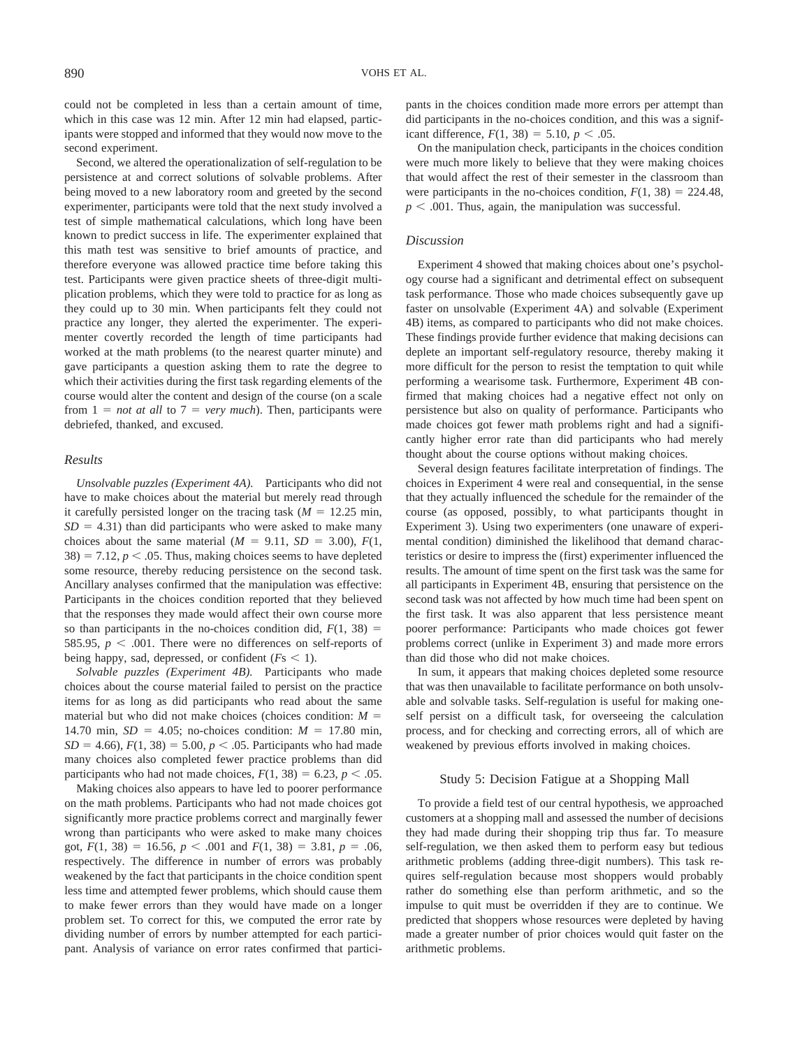could not be completed in less than a certain amount of time, which in this case was 12 min. After 12 min had elapsed, participants were stopped and informed that they would now move to the second experiment.

Second, we altered the operationalization of self-regulation to be persistence at and correct solutions of solvable problems. After being moved to a new laboratory room and greeted by the second experimenter, participants were told that the next study involved a test of simple mathematical calculations, which long have been known to predict success in life. The experimenter explained that this math test was sensitive to brief amounts of practice, and therefore everyone was allowed practice time before taking this test. Participants were given practice sheets of three-digit multiplication problems, which they were told to practice for as long as they could up to 30 min. When participants felt they could not practice any longer, they alerted the experimenter. The experimenter covertly recorded the length of time participants had worked at the math problems (to the nearest quarter minute) and gave participants a question asking them to rate the degree to which their activities during the first task regarding elements of the course would alter the content and design of the course (on a scale from 1 = *not at all* to 7 = *very much*). Then, participants were debriefed, thanked, and excused.

### Results

*Unsolvable puzzles (Experiment 4A).* Participants who did not have to make choices about the material but merely read through it carefully persisted longer on the tracing task ($M$ = 12.25 min, $SD$ = 4.31) than did participants who were asked to make many choices about the same material ($M$ = 9.11, $SD$ = 3.00), $F(1, 38) = 7.12$, $p < .05$. Thus, making choices seems to have depleted some resource, thereby reducing persistence on the second task. Ancillary analyses confirmed that the manipulation was effective: Participants in the choices condition reported that they believed that the responses they made would affect their own course more so than participants in the no-choices condition did, $F(1, 38) = 585.95$, $p < .001$. There were no differences on self-reports of being happy, sad, depressed, or confident ($Fs < 1$).

*Solvable puzzles (Experiment 4B).* Participants who made choices about the course material failed to persist on the practice items for as long as did participants who read about the same material but who did not make choices (choices condition: $M$ = 14.70 min, $SD$ = 4.05; no-choices condition: $M$ = 17.80 min, $SD$ = 4.66), $F(1, 38) = 5.00$, $p < .05$. Participants who had made many choices also completed fewer practice problems than did participants who had not made choices, $F(1, 38) = 6.23$, $p < .05$.

Making choices also appears to have led to poorer performance on the math problems. Participants who had not made choices got significantly more practice problems correct and marginally fewer wrong than participants who were asked to make many choices got, $F(1, 38) = 16.56$, $p < .001$ and $F(1, 38) = 3.81$, $p = .06$, respectively. The difference in number of errors was probably weakened by the fact that participants in the choice condition spent less time and attempted fewer problems, which should cause them to make fewer errors than they would have made on a longer problem set. To correct for this, we computed the error rate by dividing number of errors by number attempted for each participant. Analysis of variance on error rates confirmed that participants in the choices condition made more errors per attempt than did participants in the no-choices condition, and this was a significant difference, $F(1, 38) = 5.10$, $p < .05$.

On the manipulation check, participants in the choices condition were much more likely to believe that they were making choices that would affect the rest of their semester in the classroom than were participants in the no-choices condition, $F(1, 38) = 224.48$, $p < .001$. Thus, again, the manipulation was successful.

### Discussion

Experiment 4 showed that making choices about one's psychology course had a significant and detrimental effect on subsequent task performance. Those who made choices subsequently gave up faster on unsolvable (Experiment 4A) and solvable (Experiment 4B) items, as compared to participants who did not make choices. These findings provide further evidence that making decisions can deplete an important self-regulatory resource, thereby making it more difficult for the person to resist the temptation to quit while performing a wearisome task. Furthermore, Experiment 4B confirmed that making choices had a negative effect not only on persistence but also on quality of performance. Participants who made choices got fewer math problems right and had a significantly higher error rate than did participants who had merely thought about the course options without making choices.

Several design features facilitate interpretation of findings. The choices in Experiment 4 were real and consequential, in the sense that they actually influenced the schedule for the remainder of the course (as opposed, possibly, to what participants thought in Experiment 3). Using two experimenters (one unaware of experimental condition) diminished the likelihood that demand characteristics or desire to impress the (first) experimenter influenced the results. The amount of time spent on the first task was the same for all participants in Experiment 4B, ensuring that persistence on the second task was not affected by how much time had been spent on the first task. It was also apparent that less persistence meant poorer performance: Participants who made choices got fewer problems correct (unlike in Experiment 3) and made more errors than did those who did not make choices.

In sum, it appears that making choices depleted some resource that was then unavailable to facilitate performance on both unsolvable and solvable tasks. Self-regulation is useful for making oneself persist on a difficult task, for overseeing the calculation process, and for checking and correcting errors, all of which are weakened by previous efforts involved in making choices.

## Study 5: Decision Fatigue at a Shopping Mall

To provide a field test of our central hypothesis, we approached customers at a shopping mall and assessed the number of decisions they had made during their shopping trip thus far. To measure self-regulation, we then asked them to perform easy but tedious arithmetic problems (adding three-digit numbers). This task requires self-regulation because most shoppers would probably rather do something else than perform arithmetic, and so the impulse to quit must be overridden if they are to continue. We predicted that shoppers whose resources were depleted by having made a greater number of prior choices would quit faster on the arithmetic problems.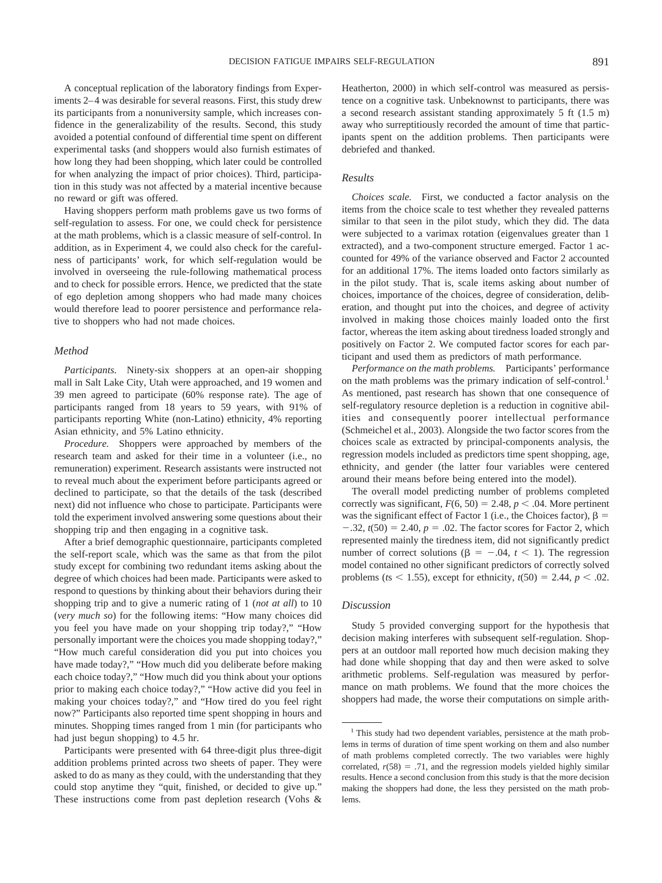A conceptual replication of the laboratory findings from Experiments 2–4 was desirable for several reasons. First, this study drew its participants from a nonuniversity sample, which increases confidence in the generalizability of the results. Second, this study avoided a potential confound of differential time spent on different experimental tasks (and shoppers would also furnish estimates of how long they had been shopping, which later could be controlled for when analyzing the impact of prior choices). Third, participation in this study was not affected by a material incentive because no reward or gift was offered.

Having shoppers perform math problems gave us two forms of self-regulation to assess. For one, we could check for persistence at the math problems, which is a classic measure of self-control. In addition, as in Experiment 4, we could also check for the carefulness of participants' work, for which self-regulation would be involved in overseeing the rule-following mathematical process and to check for possible errors. Hence, we predicted that the state of ego depletion among shoppers who had made many choices would therefore lead to poorer persistence and performance relative to shoppers who had not made choices.

### Method

*Participants.* Ninety-six shoppers at an open-air shopping mall in Salt Lake City, Utah were approached, and 19 women and 39 men agreed to participate (60% response rate). The age of participants ranged from 18 years to 59 years, with 91% of participants reporting White (non-Latino) ethnicity, 4% reporting Asian ethnicity, and 5% Latino ethnicity.

*Procedure.* Shoppers were approached by members of the research team and asked for their time in a volunteer (i.e., no remuneration) experiment. Research assistants were instructed not to reveal much about the experiment before participants agreed or declined to participate, so that the details of the task (described next) did not influence who chose to participate. Participants were told the experiment involved answering some questions about their shopping trip and then engaging in a cognitive task.

After a brief demographic questionnaire, participants completed the self-report scale, which was the same as that from the pilot study except for combining two redundant items asking about the degree of which choices had been made. Participants were asked to respond to questions by thinking about their behaviors during their shopping trip and to give a numeric rating of 1 (*not at all*) to 10 (*very much so*) for the following items: "How many choices did you feel you have made on your shopping trip today?," "How personally important were the choices you made shopping today?," "How much careful consideration did you put into choices you have made today?," "How much did you deliberate before making each choice today?," "How much did you think about your options prior to making each choice today?," "How active did you feel in making your choices today?," and "How tired do you feel right now?" Participants also reported time spent shopping in hours and minutes. Shopping times ranged from 1 min (for participants who had just begun shopping) to 4.5 hr.

Participants were presented with 64 three-digit plus three-digit addition problems printed across two sheets of paper. They were asked to do as many as they could, with the understanding that they could stop anytime they "quit, finished, or decided to give up." These instructions come from past depletion research (Vohs & Heatherton, 2000) in which self-control was measured as persistence on a cognitive task. Unbeknownst to participants, there was a second research assistant standing approximately 5 ft (1.5 m) away who surreptitiously recorded the amount of time that participants spent on the addition problems. Then participants were debriefed and thanked.

### Results

*Choices scale.* First, we conducted a factor analysis on the items from the choice scale to test whether they revealed patterns similar to that seen in the pilot study, which they did. The data were subjected to a varimax rotation (eigenvalues greater than 1 extracted), and a two-component structure emerged. Factor 1 accounted for 49% of the variance observed and Factor 2 accounted for an additional 17%. The items loaded onto factors similarly as in the pilot study. That is, scale items asking about number of choices, importance of the choices, degree of consideration, deliberation, and thought put into the choices, and degree of activity involved in making those choices mainly loaded onto the first factor, whereas the item asking about tiredness loaded strongly and positively on Factor 2. We computed factor scores for each participant and used them as predictors of math performance.

*Performance on the math problems.* Participants' performance on the math problems was the primary indication of self-control.[1] As mentioned, past research has shown that one consequence of self-regulatory resource depletion is a reduction in cognitive abilities and consequently poorer intellectual performance (Schmeichel et al., 2003). Alongside the two factor scores from the choices scale as extracted by principal-components analysis, the regression models included as predictors time spent shopping, age, ethnicity, and gender (the latter four variables were centered around their means before being entered into the model).

The overall model predicting number of problems completed correctly was significant, $F(6, 50) = 2.48$, $p < .04$. More pertinent was the significant effect of Factor 1 (i.e., the Choices factor), $\beta = -.32$, $t(50) = 2.40$, $p = .02$. The factor scores for Factor 2, which represented mainly the tiredness item, did not significantly predict number of correct solutions ($\beta = -.04$, $t < 1$). The regression model contained no other significant predictors of correctly solved problems ($t$s $< 1.55$), except for ethnicity, $t(50) = 2.44$, $p < .02$.

### Discussion

Study 5 provided converging support for the hypothesis that decision making interferes with subsequent self-regulation. Shoppers at an outdoor mall reported how much decision making they had done while shopping that day and then were asked to solve arithmetic problems. Self-regulation was measured by performance on math problems. We found that the more choices the shoppers had made, the worse their computations on simple arith-

---

[1] This study had two dependent variables, persistence at the math problems in terms of duration of time spent working on them and also number of math problems completed correctly. The two variables were highly correlated, $r(58) = .71$, and the regression models yielded highly similar results. Hence a second conclusion from this study is that the more decision making the shoppers had done, the less they persisted on the math problems.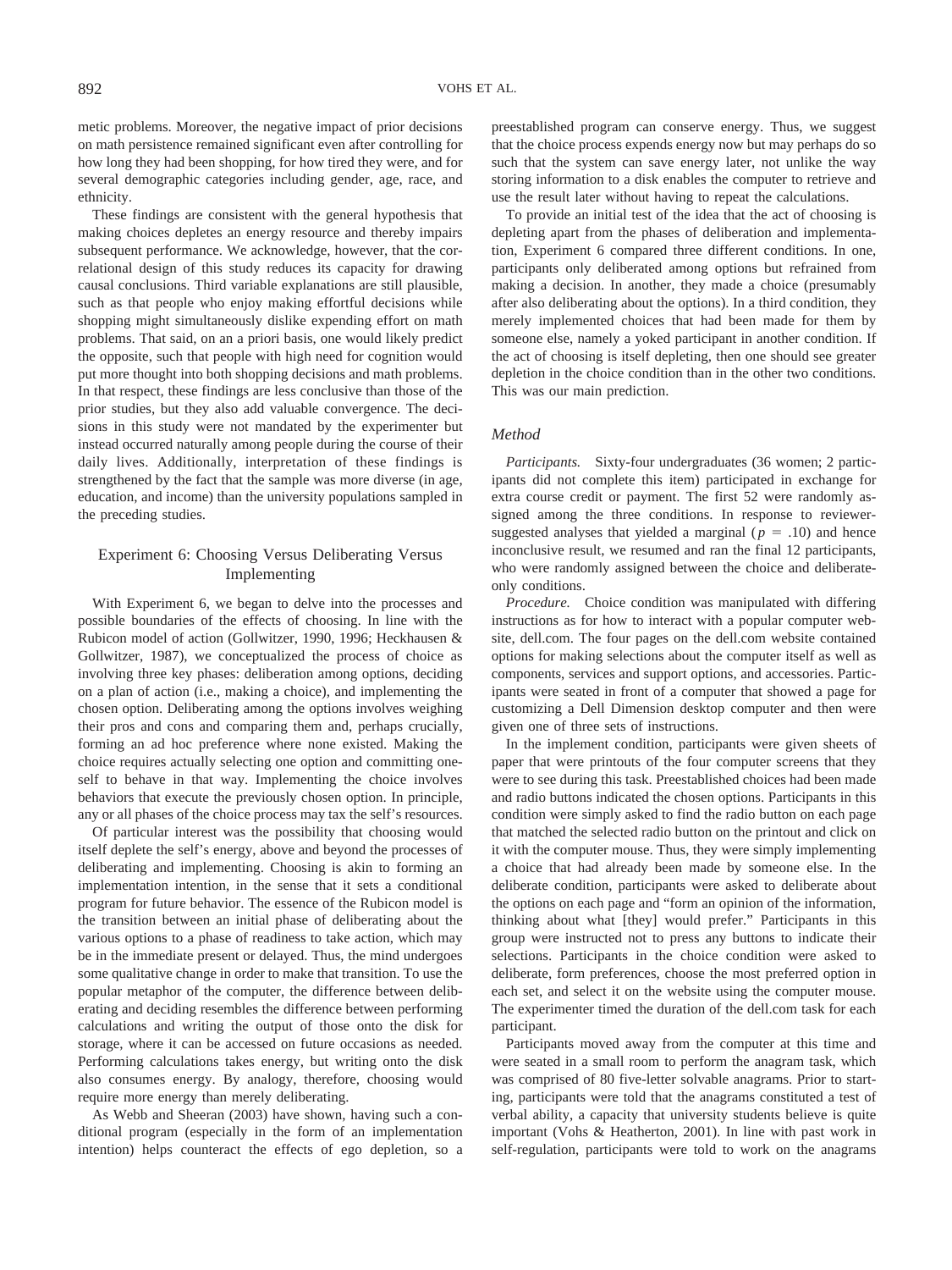metic problems. Moreover, the negative impact of prior decisions on math persistence remained significant even after controlling for how long they had been shopping, for how tired they were, and for several demographic categories including gender, age, race, and ethnicity.

These findings are consistent with the general hypothesis that making choices depletes an energy resource and thereby impairs subsequent performance. We acknowledge, however, that the correlational design of this study reduces its capacity for drawing causal conclusions. Third variable explanations are still plausible, such as that people who enjoy making effortful decisions while shopping might simultaneously dislike expending effort on math problems. That said, on an a priori basis, one would likely predict the opposite, such that people with high need for cognition would put more thought into both shopping decisions and math problems. In that respect, these findings are less conclusive than those of the prior studies, but they also add valuable convergence. The decisions in this study were not mandated by the experimenter but instead occurred naturally among people during the course of their daily lives. Additionally, interpretation of these findings is strengthened by the fact that the sample was more diverse (in age, education, and income) than the university populations sampled in the preceding studies.

## Experiment 6: Choosing Versus Deliberating Versus Implementing

With Experiment 6, we began to delve into the processes and possible boundaries of the effects of choosing. In line with the Rubicon model of action (Gollwitzer, 1990, 1996; Heckhausen & Gollwitzer, 1987), we conceptualized the process of choice as involving three key phases: deliberation among options, deciding on a plan of action (i.e., making a choice), and implementing the chosen option. Deliberating among the options involves weighing their pros and cons and comparing them and, perhaps crucially, forming an ad hoc preference where none existed. Making the choice requires actually selecting one option and committing oneself to behave in that way. Implementing the choice involves behaviors that execute the previously chosen option. In principle, any or all phases of the choice process may tax the self's resources.

Of particular interest was the possibility that choosing would itself deplete the self's energy, above and beyond the processes of deliberating and implementing. Choosing is akin to forming an implementation intention, in the sense that it sets a conditional program for future behavior. The essence of the Rubicon model is the transition between an initial phase of deliberating about the various options to a phase of readiness to take action, which may be in the immediate present or delayed. Thus, the mind undergoes some qualitative change in order to make that transition. To use the popular metaphor of the computer, the difference between deliberating and deciding resembles the difference between performing calculations and writing the output of those onto the disk for storage, where it can be accessed on future occasions as needed. Performing calculations takes energy, but writing onto the disk also consumes energy. By analogy, therefore, choosing would require more energy than merely deliberating.

As Webb and Sheeran (2003) have shown, having such a conditional program (especially in the form of an implementation intention) helps counteract the effects of ego depletion, so a preestablished program can conserve energy. Thus, we suggest that the choice process expends energy now but may perhaps do so such that the system can save energy later, not unlike the way storing information to a disk enables the computer to retrieve and use the result later without having to repeat the calculations.

To provide an initial test of the idea that the act of choosing is depleting apart from the phases of deliberation and implementation, Experiment 6 compared three different conditions. In one, participants only deliberated among options but refrained from making a decision. In another, they made a choice (presumably after also deliberating about the options). In a third condition, they merely implemented choices that had been made for them by someone else, namely a yoked participant in another condition. If the act of choosing is itself depleting, then one should see greater depletion in the choice condition than in the other two conditions. This was our main prediction.

### Method

*Participants.* Sixty-four undergraduates (36 women; 2 participants did not complete this item) participated in exchange for extra course credit or payment. The first 52 were randomly assigned among the three conditions. In response to reviewer-suggested analyses that yielded a marginal ($p = .10$) and hence inconclusive result, we resumed and ran the final 12 participants, who were randomly assigned between the choice and deliberate-only conditions.

*Procedure.* Choice condition was manipulated with differing instructions as for how to interact with a popular computer website, dell.com. The four pages on the dell.com website contained options for making selections about the computer itself as well as components, services and support options, and accessories. Participants were seated in front of a computer that showed a page for customizing a Dell Dimension desktop computer and then were given one of three sets of instructions.

In the implement condition, participants were given sheets of paper that were printouts of the four computer screens that they were to see during this task. Preestablished choices had been made and radio buttons indicated the chosen options. Participants in this condition were simply asked to find the radio button on each page that matched the selected radio button on the printout and click on it with the computer mouse. Thus, they were simply implementing a choice that had already been made by someone else. In the deliberate condition, participants were asked to deliberate about the options on each page and "form an opinion of the information, thinking about what [they] would prefer." Participants in this group were instructed not to press any buttons to indicate their selections. Participants in the choice condition were asked to deliberate, form preferences, choose the most preferred option in each set, and select it on the website using the computer mouse. The experimenter timed the duration of the dell.com task for each participant.

Participants moved away from the computer at this time and were seated in a small room to perform the anagram task, which was comprised of 80 five-letter solvable anagrams. Prior to starting, participants were told that the anagrams constituted a test of verbal ability, a capacity that university students believe is quite important (Vohs & Heatherton, 2001). In line with past work in self-regulation, participants were told to work on the anagrams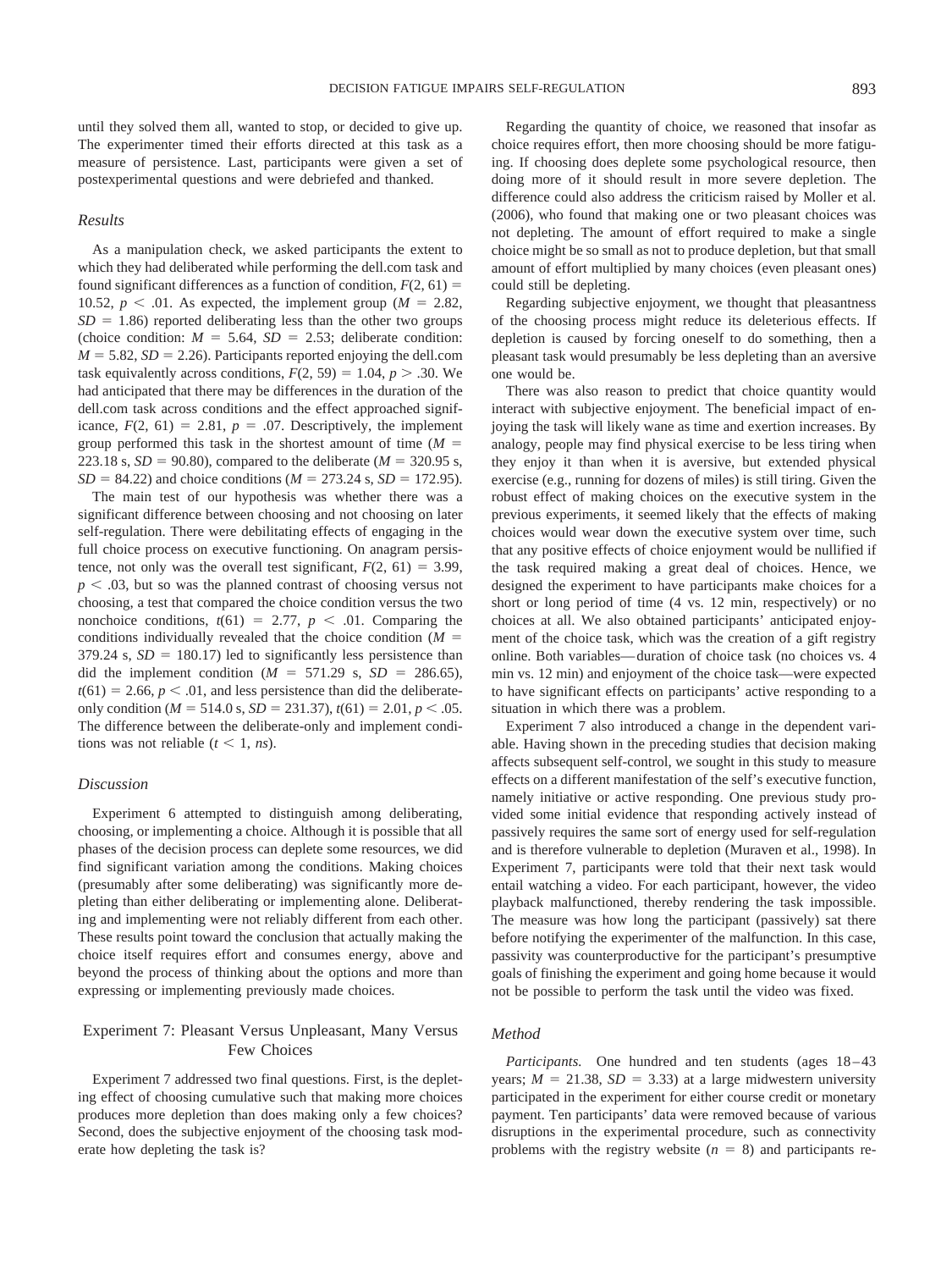until they solved them all, wanted to stop, or decided to give up. The experimenter timed their efforts directed at this task as a measure of persistence. Last, participants were given a set of postexperimental questions and were debriefed and thanked.

### Results

As a manipulation check, we asked participants the extent to which they had deliberated while performing the dell.com task and found significant differences as a function of condition, $F(2, 61) = 10.52$, $p < .01$. As expected, the implement group ($M = 2.82$, $SD = 1.86$) reported deliberating less than the other two groups (choice condition: $M = 5.64$, $SD = 2.53$; deliberate condition: $M = 5.82$, $SD = 2.26$). Participants reported enjoying the dell.com task equivalently across conditions, $F(2, 59) = 1.04$, $p > .30$. We had anticipated that there may be differences in the duration of the dell.com task across conditions and the effect approached significance, $F(2, 61) = 2.81$, $p = .07$. Descriptively, the implement group performed this task in the shortest amount of time ($M = 223.18$ s, $SD = 90.80$), compared to the deliberate ($M = 320.95$ s, $SD = 84.22$) and choice conditions ($M = 273.24$ s, $SD = 172.95$).

The main test of our hypothesis was whether there was a significant difference between choosing and not choosing on later self-regulation. There were debilitating effects of engaging in the full choice process on executive functioning. On anagram persistence, not only was the overall test significant, $F(2, 61) = 3.99$, $p < .03$, but so was the planned contrast of choosing versus not choosing, a test that compared the choice condition versus the two nonchoice conditions, $t(61) = 2.77$, $p < .01$. Comparing the conditions individually revealed that the choice condition ($M = 379.24$ s, $SD = 180.17$) led to significantly less persistence than did the implement condition ($M = 571.29$ s, $SD = 286.65$), $t(61) = 2.66$, $p < .01$, and less persistence than did the deliberate-only condition ($M = 514.0$ s, $SD = 231.37$), $t(61) = 2.01$, $p < .05$. The difference between the deliberate-only and implement conditions was not reliable ($t < 1$, *ns*).

### Discussion

Experiment 6 attempted to distinguish among deliberating, choosing, or implementing a choice. Although it is possible that all phases of the decision process can deplete some resources, we did find significant variation among the conditions. Making choices (presumably after some deliberating) was significantly more depleting than either deliberating or implementing alone. Deliberating and implementing were not reliably different from each other. These results point toward the conclusion that actually making the choice itself requires effort and consumes energy, above and beyond the process of thinking about the options and more than expressing or implementing previously made choices.

## Experiment 7: Pleasant Versus Unpleasant, Many Versus Few Choices

Experiment 7 addressed two final questions. First, is the depleting effect of choosing cumulative such that making more choices produces more depletion than does making only a few choices? Second, does the subjective enjoyment of the choosing task moderate how depleting the task is?

Regarding the quantity of choice, we reasoned that insofar as choice requires effort, then more choosing should be more fatiguing. If choosing does deplete some psychological resource, then doing more of it should result in more severe depletion. The difference could also address the criticism raised by Moller et al. (2006), who found that making one or two pleasant choices was not depleting. The amount of effort required to make a single choice might be so small as not to produce depletion, but that small amount of effort multiplied by many choices (even pleasant ones) could still be depleting.

Regarding subjective enjoyment, we thought that pleasantness of the choosing process might reduce its deleterious effects. If depletion is caused by forcing oneself to do something, then a pleasant task would presumably be less depleting than an aversive one would be.

There was also reason to predict that choice quantity would interact with subjective enjoyment. The beneficial impact of enjoying the task will likely wane as time and exertion increases. By analogy, people may find physical exercise to be less tiring when they enjoy it than when it is aversive, but extended physical exercise (e.g., running for dozens of miles) is still tiring. Given the robust effect of making choices on the executive system in the previous experiments, it seemed likely that the effects of making choices would wear down the executive system over time, such that any positive effects of choice enjoyment would be nullified if the task required making a great deal of choices. Hence, we designed the experiment to have participants make choices for a short or long period of time (4 vs. 12 min, respectively) or no choices at all. We also obtained participants' anticipated enjoyment of the choice task, which was the creation of a gift registry online. Both variables—duration of choice task (no choices vs. 4 min vs. 12 min) and enjoyment of the choice task—were expected to have significant effects on participants' active responding to a situation in which there was a problem.

Experiment 7 also introduced a change in the dependent variable. Having shown in the preceding studies that decision making affects subsequent self-control, we sought in this study to measure effects on a different manifestation of the self's executive function, namely initiative or active responding. One previous study provided some initial evidence that responding actively instead of passively requires the same sort of energy used for self-regulation and is therefore vulnerable to depletion (Muraven et al., 1998). In Experiment 7, participants were told that their next task would entail watching a video. For each participant, however, the video playback malfunctioned, thereby rendering the task impossible. The measure was how long the participant (passively) sat there before notifying the experimenter of the malfunction. In this case, passivity was counterproductive for the participant's presumptive goals of finishing the experiment and going home because it would not be possible to perform the task until the video was fixed.

### Method

*Participants.* One hundred and ten students (ages 18–43 years; $M = 21.38$, $SD = 3.33$) at a large midwestern university participated in the experiment for either course credit or monetary payment. Ten participants' data were removed because of various disruptions in the experimental procedure, such as connectivity problems with the registry website ($n = 8$) and participants re-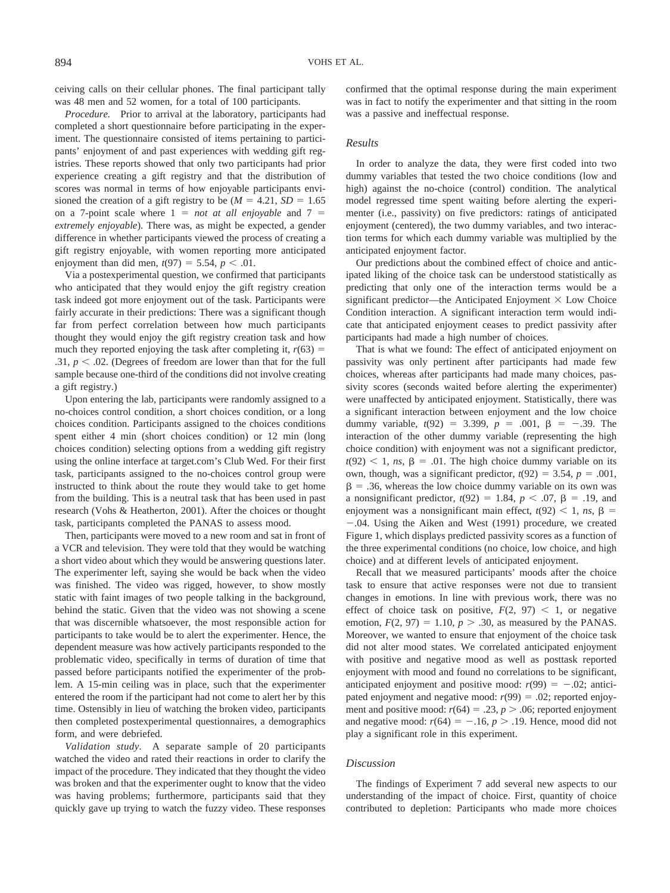ceiving calls on their cellular phones. The final participant tally was 48 men and 52 women, for a total of 100 participants.

*Procedure.* Prior to arrival at the laboratory, participants had completed a short questionnaire before participating in the experiment. The questionnaire consisted of items pertaining to participants' enjoyment of and past experiences with wedding gift registries. These reports showed that only two participants had prior experience creating a gift registry and that the distribution of scores was normal in terms of how enjoyable participants envisioned the creation of a gift registry to be ($M = 4.21$, $SD = 1.65$ on a 7-point scale where 1 = *not at all enjoyable* and 7 = *extremely enjoyable*). There was, as might be expected, a gender difference in whether participants viewed the process of creating a gift registry enjoyable, with women reporting more anticipated enjoyment than did men, $t(97) = 5.54$, $p < .01$.

Via a postexperimental question, we confirmed that participants who anticipated that they would enjoy the gift registry creation task indeed got more enjoyment out of the task. Participants were fairly accurate in their predictions: There was a significant though far from perfect correlation between how much participants thought they would enjoy the gift registry creation task and how much they reported enjoying the task after completing it, $r(63) = .31$, $p < .02$. (Degrees of freedom are lower than that for the full sample because one-third of the conditions did not involve creating a gift registry.)

Upon entering the lab, participants were randomly assigned to a no-choices control condition, a short choices condition, or a long choices condition. Participants assigned to the choices conditions spent either 4 min (short choices condition) or 12 min (long choices condition) selecting options from a wedding gift registry using the online interface at target.com's Club Wed. For their first task, participants assigned to the no-choices control group were instructed to think about the route they would take to get home from the building. This is a neutral task that has been used in past research (Vohs & Heatherton, 2001). After the choices or thought task, participants completed the PANAS to assess mood.

Then, participants were moved to a new room and sat in front of a VCR and television. They were told that they would be watching a short video about which they would be answering questions later. The experimenter left, saying she would be back when the video was finished. The video was rigged, however, to show mostly static with faint images of two people talking in the background, behind the static. Given that the video was not showing a scene that was discernible whatsoever, the most responsible action for participants to take would be to alert the experimenter. Hence, the dependent measure was how actively participants responded to the problematic video, specifically in terms of duration of time that passed before participants notified the experimenter of the problem. A 15-min ceiling was in place, such that the experimenter entered the room if the participant had not come to alert her by this time. Ostensibly in lieu of watching the broken video, participants then completed postexperimental questionnaires, a demographics form, and were debriefed.

*Validation study.* A separate sample of 20 participants watched the video and rated their reactions in order to clarify the impact of the procedure. They indicated that they thought the video was broken and that the experimenter ought to know that the video was having problems; furthermore, participants said that they quickly gave up trying to watch the fuzzy video. These responses confirmed that the optimal response during the main experiment was in fact to notify the experimenter and that sitting in the room was a passive and ineffectual response.

## Results

In order to analyze the data, they were first coded into two dummy variables that tested the two choice conditions (low and high) against the no-choice (control) condition. The analytical model regressed time spent waiting before alerting the experimenter (i.e., passivity) on five predictors: ratings of anticipated enjoyment (centered), the two dummy variables, and two interaction terms for which each dummy variable was multiplied by the anticipated enjoyment factor.

Our predictions about the combined effect of choice and anticipated liking of the choice task can be understood statistically as predicting that only one of the interaction terms would be a significant predictor—the Anticipated Enjoyment × Low Choice Condition interaction. A significant interaction term would indicate that anticipated enjoyment ceases to predict passivity after participants had made a high number of choices.

That is what we found: The effect of anticipated enjoyment on passivity was only pertinent after participants had made few choices, whereas after participants had made many choices, passivity scores (seconds waited before alerting the experimenter) were unaffected by anticipated enjoyment. Statistically, there was a significant interaction between enjoyment and the low choice dummy variable, $t(92) = 3.399$, $p = .001$, $\beta = -.39$. The interaction of the other dummy variable (representing the high choice condition) with enjoyment was not a significant predictor, $t(92) < 1$, *ns*, $\beta = .01$. The high choice dummy variable on its own, though, was a significant predictor, $t(92) = 3.54$, $p = .001$, $\beta = .36$, whereas the low choice dummy variable on its own was a nonsignificant predictor, $t(92) = 1.84$, $p < .07$, $\beta = .19$, and enjoyment was a nonsignificant main effect, $t(92) < 1$, *ns*, $\beta = -.04$. Using the Aiken and West (1991) procedure, we created Figure 1, which displays predicted passivity scores as a function of the three experimental conditions (no choice, low choice, and high choice) and at different levels of anticipated enjoyment.

Recall that we measured participants' moods after the choice task to ensure that active responses were not due to transient changes in emotions. In line with previous work, there was no effect of choice task on positive, $F(2, 97) < 1$, or negative emotion, $F(2, 97) = 1.10$, $p > .30$, as measured by the PANAS. Moreover, we wanted to ensure that enjoyment of the choice task did not alter mood states. We correlated anticipated enjoyment with positive and negative mood as well as posttask reported enjoyment with mood and found no correlations to be significant, anticipated enjoyment and positive mood: $r(99) = -.02$; anticipated enjoyment and negative mood: $r(99) = .02$; reported enjoyment and positive mood: $r(64) = .23$, $p > .06$; reported enjoyment and negative mood: $r(64) = -.16$, $p > .19$. Hence, mood did not play a significant role in this experiment.

## Discussion

The findings of Experiment 7 add several new aspects to our understanding of the impact of choice. First, quantity of choice contributed to depletion: Participants who made more choices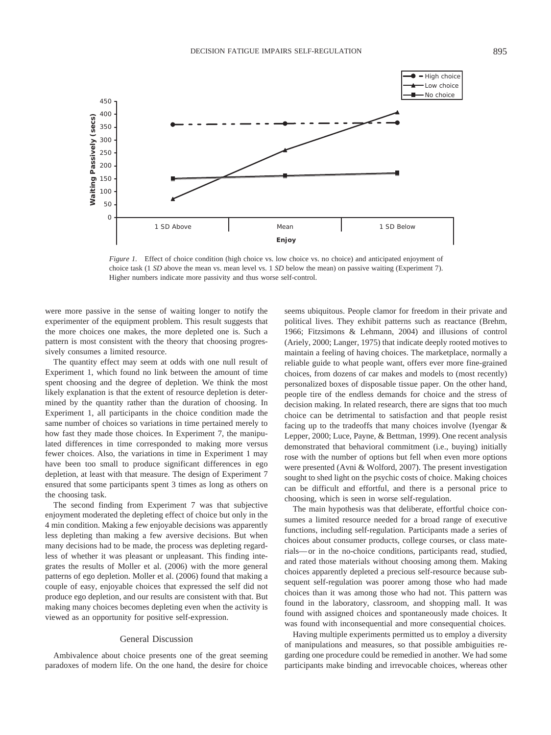*Figure 1.* Effect of choice condition (high choice vs. low choice vs. no choice) and anticipated enjoyment of choice task (1 *SD* above the mean vs. mean level vs. 1 *SD* below the mean) on passive waiting (Experiment 7). Higher numbers indicate more passivity and thus worse self-control.

were more passive in the sense of waiting longer to notify the experimenter of the equipment problem. This result suggests that the more choices one makes, the more depleted one is. Such a pattern is most consistent with the theory that choosing progressively consumes a limited resource.

The quantity effect may seem at odds with one null result of Experiment 1, which found no link between the amount of time spent choosing and the degree of depletion. We think the most likely explanation is that the extent of resource depletion is determined by the quantity rather than the duration of choosing. In Experiment 1, all participants in the choice condition made the same number of choices so variations in time pertained merely to how fast they made those choices. In Experiment 7, the manipulated differences in time corresponded to making more versus fewer choices. Also, the variations in time in Experiment 1 may have been too small to produce significant differences in ego depletion, at least with that measure. The design of Experiment 7 ensured that some participants spent 3 times as long as others on the choosing task.

The second finding from Experiment 7 was that subjective enjoyment moderated the depleting effect of choice but only in the 4 min condition. Making a few enjoyable decisions was apparently less depleting than making a few aversive decisions. But when many decisions had to be made, the process was depleting regardless of whether it was pleasant or unpleasant. This finding integrates the results of Moller et al. (2006) with the more general patterns of ego depletion. Moller et al. (2006) found that making a couple of easy, enjoyable choices that expressed the self did not produce ego depletion, and our results are consistent with that. But making many choices becomes depleting even when the activity is viewed as an opportunity for positive self-expression.

## General Discussion

Ambivalence about choice presents one of the great seeming paradoxes of modern life. On the one hand, the desire for choice seems ubiquitous. People clamor for freedom in their private and political lives. They exhibit patterns such as reactance (Brehm, 1966; Fitzsimons & Lehmann, 2004) and illusions of control (Ariely, 2000; Langer, 1975) that indicate deeply rooted motives to maintain a feeling of having choices. The marketplace, normally a reliable guide to what people want, offers ever more fine-grained choices, from dozens of car makes and models to (most recently) personalized boxes of disposable tissue paper. On the other hand, people tire of the endless demands for choice and the stress of decision making. In related research, there are signs that too much choice can be detrimental to satisfaction and that people resist facing up to the tradeoffs that many choices involve (Iyengar & Lepper, 2000; Luce, Payne, & Bettman, 1999). One recent analysis demonstrated that behavioral commitment (i.e., buying) initially rose with the number of options but fell when even more options were presented (Avni & Wolford, 2007). The present investigation sought to shed light on the psychic costs of choice. Making choices can be difficult and effortful, and there is a personal price to choosing, which is seen in worse self-regulation.

The main hypothesis was that deliberate, effortful choice consumes a limited resource needed for a broad range of executive functions, including self-regulation. Participants made a series of choices about consumer products, college courses, or class materials—or in the no-choice conditions, participants read, studied, and rated those materials without choosing among them. Making choices apparently depleted a precious self-resource because subsequent self-regulation was poorer among those who had made choices than it was among those who had not. This pattern was found in the laboratory, classroom, and shopping mall. It was found with assigned choices and spontaneously made choices. It was found with inconsequential and more consequential choices.

Having multiple experiments permitted us to employ a diversity of manipulations and measures, so that possible ambiguities regarding one procedure could be remedied in another. We had some participants make binding and irrevocable choices, whereas other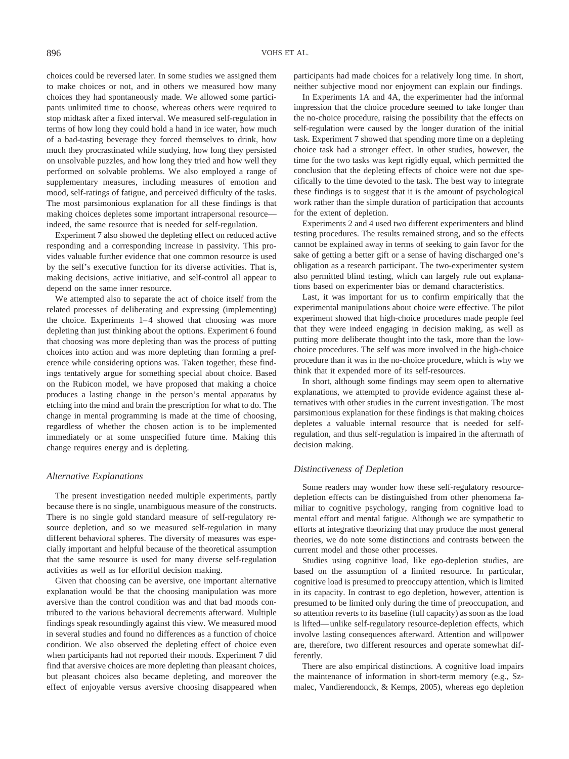choices could be reversed later. In some studies we assigned them to make choices or not, and in others we measured how many choices they had spontaneously made. We allowed some participants unlimited time to choose, whereas others were required to stop midtask after a fixed interval. We measured self-regulation in terms of how long they could hold a hand in ice water, how much of a bad-tasting beverage they forced themselves to drink, how much they procrastinated while studying, how long they persisted on unsolvable puzzles, and how long they tried and how well they performed on solvable problems. We also employed a range of supplementary measures, including measures of emotion and mood, self-ratings of fatigue, and perceived difficulty of the tasks. The most parsimonious explanation for all these findings is that making choices depletes some important intrapersonal resource—indeed, the same resource that is needed for self-regulation.

Experiment 7 also showed the depleting effect on reduced active responding and a corresponding increase in passivity. This provides valuable further evidence that one common resource is used by the self's executive function for its diverse activities. That is, making decisions, active initiative, and self-control all appear to depend on the same inner resource.

We attempted also to separate the act of choice itself from the related processes of deliberating and expressing (implementing) the choice. Experiments 1–4 showed that choosing was more depleting than just thinking about the options. Experiment 6 found that choosing was more depleting than was the process of putting choices into action and was more depleting than forming a preference while considering options was. Taken together, these findings tentatively argue for something special about choice. Based on the Rubicon model, we have proposed that making a choice produces a lasting change in the person's mental apparatus by etching into the mind and brain the prescription for what to do. The change in mental programming is made at the time of choosing, regardless of whether the chosen action is to be implemented immediately or at some unspecified future time. Making this change requires energy and is depleting.

### *Alternative Explanations*

The present investigation needed multiple experiments, partly because there is no single, unambiguous measure of the constructs. There is no single gold standard measure of self-regulatory resource depletion, and so we measured self-regulation in many different behavioral spheres. The diversity of measures was especially important and helpful because of the theoretical assumption that the same resource is used for many diverse self-regulation activities as well as for effortful decision making.

Given that choosing can be aversive, one important alternative explanation would be that the choosing manipulation was more aversive than the control condition was and that bad moods contributed to the various behavioral decrements afterward. Multiple findings speak resoundingly against this view. We measured mood in several studies and found no differences as a function of choice condition. We also observed the depleting effect of choice even when participants had not reported their moods. Experiment 7 did find that aversive choices are more depleting than pleasant choices, but pleasant choices also became depleting, and moreover the effect of enjoyable versus aversive choosing disappeared when participants had made choices for a relatively long time. In short, neither subjective mood nor enjoyment can explain our findings.

In Experiments 1A and 4A, the experimenter had the informal impression that the choice procedure seemed to take longer than the no-choice procedure, raising the possibility that the effects on self-regulation were caused by the longer duration of the initial task. Experiment 7 showed that spending more time on a depleting choice task had a stronger effect. In other studies, however, the time for the two tasks was kept rigidly equal, which permitted the conclusion that the depleting effects of choice were not due specifically to the time devoted to the task. The best way to integrate these findings is to suggest that it is the amount of psychological work rather than the simple duration of participation that accounts for the extent of depletion.

Experiments 2 and 4 used two different experimenters and blind testing procedures. The results remained strong, and so the effects cannot be explained away in terms of seeking to gain favor for the sake of getting a better gift or a sense of having discharged one's obligation as a research participant. The two-experimenter system also permitted blind testing, which can largely rule out explanations based on experimenter bias or demand characteristics.

Last, it was important for us to confirm empirically that the experimental manipulations about choice were effective. The pilot experiment showed that high-choice procedures made people feel that they were indeed engaging in decision making, as well as putting more deliberate thought into the task, more than the low-choice procedures. The self was more involved in the high-choice procedure than it was in the no-choice procedure, which is why we think that it expended more of its self-resources.

In short, although some findings may seem open to alternative explanations, we attempted to provide evidence against these alternatives with other studies in the current investigation. The most parsimonious explanation for these findings is that making choices depletes a valuable internal resource that is needed for self-regulation, and thus self-regulation is impaired in the aftermath of decision making.

### *Distinctiveness of Depletion*

Some readers may wonder how these self-regulatory resource-depletion effects can be distinguished from other phenomena familiar to cognitive psychology, ranging from cognitive load to mental effort and mental fatigue. Although we are sympathetic to efforts at integrative theorizing that may produce the most general theories, we do note some distinctions and contrasts between the current model and those other processes.

Studies using cognitive load, like ego-depletion studies, are based on the assumption of a limited resource. In particular, cognitive load is presumed to preoccupy attention, which is limited in its capacity. In contrast to ego depletion, however, attention is presumed to be limited only during the time of preoccupation, and so attention reverts to its baseline (full capacity) as soon as the load is lifted—unlike self-regulatory resource-depletion effects, which involve lasting consequences afterward. Attention and willpower are, therefore, two different resources and operate somewhat differently.

There are also empirical distinctions. A cognitive load impairs the maintenance of information in short-term memory (e.g., Szmalec, Vandierendonck, & Kemps, 2005), whereas ego depletion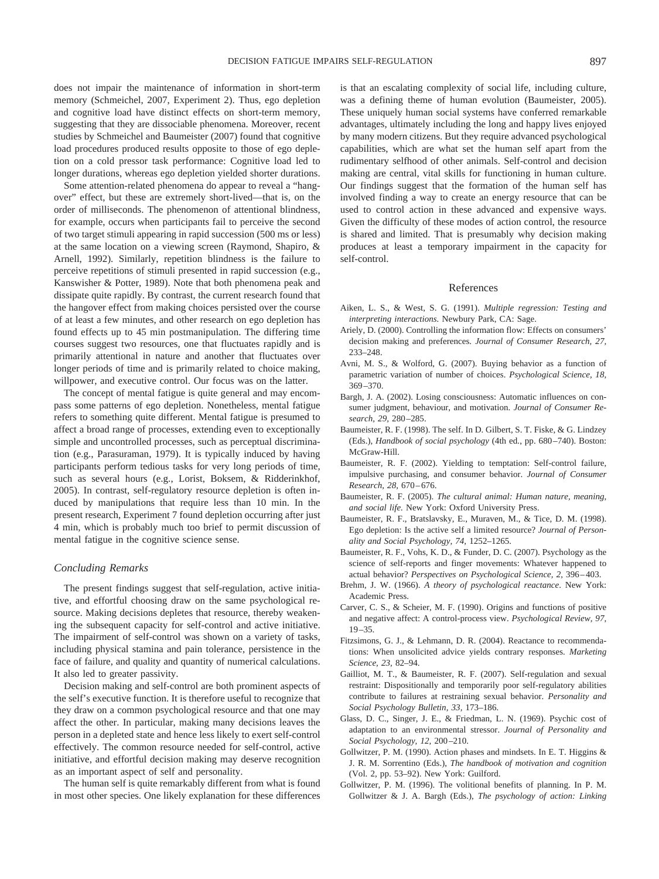does not impair the maintenance of information in short-term memory (Schmeichel, 2007, Experiment 2). Thus, ego depletion and cognitive load have distinct effects on short-term memory, suggesting that they are dissociable phenomena. Moreover, recent studies by Schmeichel and Baumeister (2007) found that cognitive load procedures produced results opposite to those of ego depletion on a cold pressor task performance: Cognitive load led to longer durations, whereas ego depletion yielded shorter durations.

Some attention-related phenomena do appear to reveal a "hangover" effect, but these are extremely short-lived—that is, on the order of milliseconds. The phenomenon of attentional blindness, for example, occurs when participants fail to perceive the second of two target stimuli appearing in rapid succession (500 ms or less) at the same location on a viewing screen (Raymond, Shapiro, & Arnell, 1992). Similarly, repetition blindness is the failure to perceive repetitions of stimuli presented in rapid succession (e.g., Kanswisher & Potter, 1989). Note that both phenomena peak and dissipate quite rapidly. By contrast, the current research found that the hangover effect from making choices persisted over the course of at least a few minutes, and other research on ego depletion has found effects up to 45 min postmanipulation. The differing time courses suggest two resources, one that fluctuates rapidly and is primarily attentional in nature and another that fluctuates over longer periods of time and is primarily related to choice making, willpower, and executive control. Our focus was on the latter.

The concept of mental fatigue is quite general and may encompass some patterns of ego depletion. Nonetheless, mental fatigue refers to something quite different. Mental fatigue is presumed to affect a broad range of processes, extending even to exceptionally simple and uncontrolled processes, such as perceptual discrimination (e.g., Parasuraman, 1979). It is typically induced by having participants perform tedious tasks for very long periods of time, such as several hours (e.g., Lorist, Boksem, & Ridderinkhof, 2005). In contrast, self-regulatory resource depletion is often induced by manipulations that require less than 10 min. In the present research, Experiment 7 found depletion occurring after just 4 min, which is probably much too brief to permit discussion of mental fatigue in the cognitive science sense.

### Concluding Remarks

The present findings suggest that self-regulation, active initiative, and effortful choosing draw on the same psychological resource. Making decisions depletes that resource, thereby weakening the subsequent capacity for self-control and active initiative. The impairment of self-control was shown on a variety of tasks, including physical stamina and pain tolerance, persistence in the face of failure, and quality and quantity of numerical calculations. It also led to greater passivity.

Decision making and self-control are both prominent aspects of the self's executive function. It is therefore useful to recognize that they draw on a common psychological resource and that one may affect the other. In particular, making many decisions leaves the person in a depleted state and hence less likely to exert self-control effectively. The common resource needed for self-control, active initiative, and effortful decision making may deserve recognition as an important aspect of self and personality.

The human self is quite remarkably different from what is found in most other species. One likely explanation for these differences is that an escalating complexity of social life, including culture, was a defining theme of human evolution (Baumeister, 2005). These uniquely human social systems have conferred remarkable advantages, ultimately including the long and happy lives enjoyed by many modern citizens. But they require advanced psychological capabilities, which are what set the human self apart from the rudimentary selfhood of other animals. Self-control and decision making are central, vital skills for functioning in human culture. Our findings suggest that the formation of the human self has involved finding a way to create an energy resource that can be used to control action in these advanced and expensive ways. Given the difficulty of these modes of action control, the resource is shared and limited. That is presumably why decision making produces at least a temporary impairment in the capacity for self-control.

## References

Aiken, L. S., & West, S. G. (1991). *Multiple regression: Testing and interpreting interactions.* Newbury Park, CA: Sage.

Ariely, D. (2000). Controlling the information flow: Effects on consumers' decision making and preferences. *Journal of Consumer Research, 27,* 233–248.

Avni, M. S., & Wolford, G. (2007). Buying behavior as a function of parametric variation of number of choices. *Psychological Science, 18,* 369–370.

Bargh, J. A. (2002). Losing consciousness: Automatic influences on consumer judgment, behaviour, and motivation. *Journal of Consumer Research, 29,* 280–285.

Baumeister, R. F. (1998). The self. In D. Gilbert, S. T. Fiske, & G. Lindzey (Eds.), *Handbook of social psychology* (4th ed., pp. 680–740). Boston: McGraw-Hill.

Baumeister, R. F. (2002). Yielding to temptation: Self-control failure, impulsive purchasing, and consumer behavior. *Journal of Consumer Research, 28,* 670–676.

Baumeister, R. F. (2005). *The cultural animal: Human nature, meaning, and social life.* New York: Oxford University Press.

Baumeister, R. F., Bratslavsky, E., Muraven, M., & Tice, D. M. (1998). Ego depletion: Is the active self a limited resource? *Journal of Personality and Social Psychology, 74,* 1252–1265.

Baumeister, R. F., Vohs, K. D., & Funder, D. C. (2007). Psychology as the science of self-reports and finger movements: Whatever happened to actual behavior? *Perspectives on Psychological Science, 2,* 396–403.

Brehm, J. W. (1966). *A theory of psychological reactance.* New York: Academic Press.

Carver, C. S., & Scheier, M. F. (1990). Origins and functions of positive and negative affect: A control-process view. *Psychological Review, 97,* 19–35.

Fitzsimons, G. J., & Lehmann, D. R. (2004). Reactance to recommendations: When unsolicited advice yields contrary responses. *Marketing Science, 23,* 82–94.

Gailliot, M. T., & Baumeister, R. F. (2007). Self-regulation and sexual restraint: Dispositionally and temporarily poor self-regulatory abilities contribute to failures at restraining sexual behavior. *Personality and Social Psychology Bulletin, 33,* 173–186.

Glass, D. C., Singer, J. E., & Friedman, L. N. (1969). Psychic cost of adaptation to an environmental stressor. *Journal of Personality and Social Psychology, 12,* 200–210.

Gollwitzer, P. M. (1990). Action phases and mindsets. In E. T. Higgins & J. R. M. Sorrentino (Eds.), *The handbook of motivation and cognition* (Vol. 2, pp. 53–92). New York: Guilford.

Gollwitzer, P. M. (1996). The volitional benefits of planning. In P. M. Gollwitzer & J. A. Bargh (Eds.), *The psychology of action: Linking*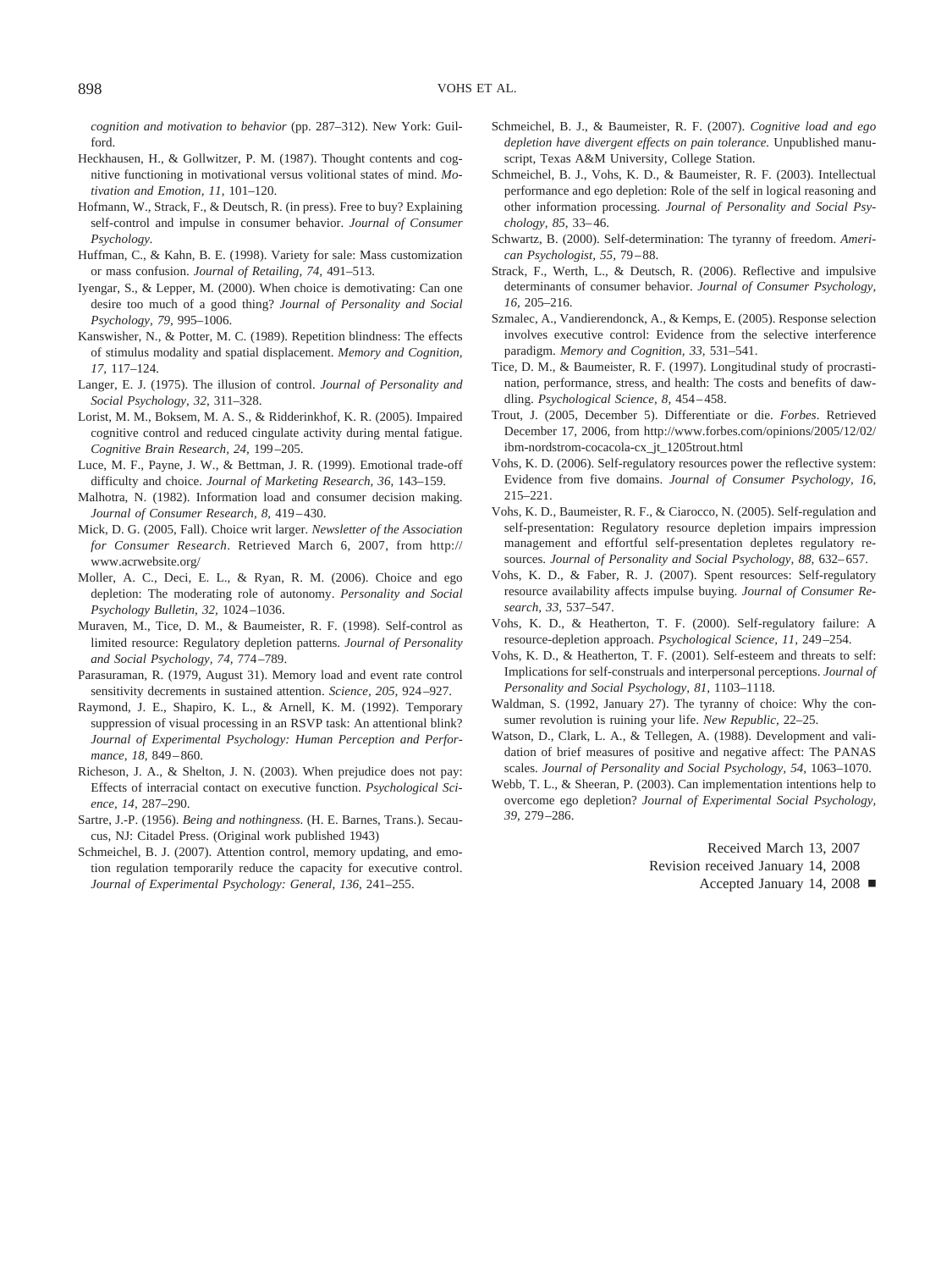*cognition and motivation to behavior* (pp. 287–312). New York: Guilford.

Heckhausen, H., & Gollwitzer, P. M. (1987). Thought contents and cognitive functioning in motivational versus volitional states of mind. *Motivation and Emotion, 11,* 101–120.

Hofmann, W., Strack, F., & Deutsch, R. (in press). Free to buy? Explaining self-control and impulse in consumer behavior. *Journal of Consumer Psychology.*

Huffman, C., & Kahn, B. E. (1998). Variety for sale: Mass customization or mass confusion. *Journal of Retailing, 74,* 491–513.

Iyengar, S., & Lepper, M. (2000). When choice is demotivating: Can one desire too much of a good thing? *Journal of Personality and Social Psychology, 79,* 995–1006.

Kanswisher, N., & Potter, M. C. (1989). Repetition blindness: The effects of stimulus modality and spatial displacement. *Memory and Cognition, 17,* 117–124.

Langer, E. J. (1975). The illusion of control. *Journal of Personality and Social Psychology, 32,* 311–328.

Lorist, M. M., Boksem, M. A. S., & Ridderinkhof, K. R. (2005). Impaired cognitive control and reduced cingulate activity during mental fatigue. *Cognitive Brain Research, 24,* 199–205.

Luce, M. F., Payne, J. W., & Bettman, J. R. (1999). Emotional trade-off difficulty and choice. *Journal of Marketing Research, 36,* 143–159.

Malhotra, N. (1982). Information load and consumer decision making. *Journal of Consumer Research, 8,* 419–430.

Mick, D. G. (2005, Fall). Choice writ larger. *Newsletter of the Association for Consumer Research*. Retrieved March 6, 2007, from http://www.acrwebsite.org/

Moller, A. C., Deci, E. L., & Ryan, R. M. (2006). Choice and ego depletion: The moderating role of autonomy. *Personality and Social Psychology Bulletin, 32,* 1024–1036.

Muraven, M., Tice, D. M., & Baumeister, R. F. (1998). Self-control as limited resource: Regulatory depletion patterns. *Journal of Personality and Social Psychology, 74,* 774–789.

Parasuraman, R. (1979, August 31). Memory load and event rate control sensitivity decrements in sustained attention. *Science, 205,* 924–927.

Raymond, J. E., Shapiro, K. L., & Arnell, K. M. (1992). Temporary suppression of visual processing in an RSVP task: An attentional blink? *Journal of Experimental Psychology: Human Perception and Performance, 18,* 849–860.

Richeson, J. A., & Shelton, J. N. (2003). When prejudice does not pay: Effects of interracial contact on executive function. *Psychological Science, 14,* 287–290.

Sartre, J.-P. (1956). *Being and nothingness.* (H. E. Barnes, Trans.). Secaucus, NJ: Citadel Press. (Original work published 1943)

Schmeichel, B. J. (2007). Attention control, memory updating, and emotion regulation temporarily reduce the capacity for executive control. *Journal of Experimental Psychology: General, 136,* 241–255.

Schmeichel, B. J., & Baumeister, R. F. (2007). *Cognitive load and ego depletion have divergent effects on pain tolerance.* Unpublished manuscript, Texas A&M University, College Station.

Schmeichel, B. J., Vohs, K. D., & Baumeister, R. F. (2003). Intellectual performance and ego depletion: Role of the self in logical reasoning and other information processing. *Journal of Personality and Social Psychology, 85,* 33–46.

Schwartz, B. (2000). Self-determination: The tyranny of freedom. *American Psychologist, 55,* 79–88.

Strack, F., Werth, L., & Deutsch, R. (2006). Reflective and impulsive determinants of consumer behavior. *Journal of Consumer Psychology, 16,* 205–216.

Szmalec, A., Vandierendonck, A., & Kemps, E. (2005). Response selection involves executive control: Evidence from the selective interference paradigm. *Memory and Cognition, 33,* 531–541.

Tice, D. M., & Baumeister, R. F. (1997). Longitudinal study of procrastination, performance, stress, and health: The costs and benefits of dawdling. *Psychological Science, 8,* 454–458.

Trout, J. (2005, December 5). Differentiate or die. *Forbes*. Retrieved December 17, 2006, from http://www.forbes.com/opinions/2005/12/02/ibm-nordstrom-cocacola-cx_jt_1205trout.html

Vohs, K. D. (2006). Self-regulatory resources power the reflective system: Evidence from five domains. *Journal of Consumer Psychology, 16,* 215–221.

Vohs, K. D., Baumeister, R. F., & Ciarocco, N. (2005). Self-regulation and self-presentation: Regulatory resource depletion impairs impression management and effortful self-presentation depletes regulatory resources. *Journal of Personality and Social Psychology, 88,* 632–657.

Vohs, K. D., & Faber, R. J. (2007). Spent resources: Self-regulatory resource availability affects impulse buying. *Journal of Consumer Research, 33,* 537–547.

Vohs, K. D., & Heatherton, T. F. (2000). Self-regulatory failure: A resource-depletion approach. *Psychological Science, 11,* 249–254.

Vohs, K. D., & Heatherton, T. F. (2001). Self-esteem and threats to self: Implications for self-construals and interpersonal perceptions. *Journal of Personality and Social Psychology, 81,* 1103–1118.

Waldman, S. (1992, January 27). The tyranny of choice: Why the consumer revolution is ruining your life. *New Republic,* 22–25.

Watson, D., Clark, L. A., & Tellegen, A. (1988). Development and validation of brief measures of positive and negative affect: The PANAS scales. *Journal of Personality and Social Psychology, 54,* 1063–1070.

Webb, T. L., & Sheeran, P. (2003). Can implementation intentions help to overcome ego depletion? *Journal of Experimental Social Psychology, 39,* 279–286.

Received March 13, 2007
Revision received January 14, 2008
Accepted January 14, 2008 ■